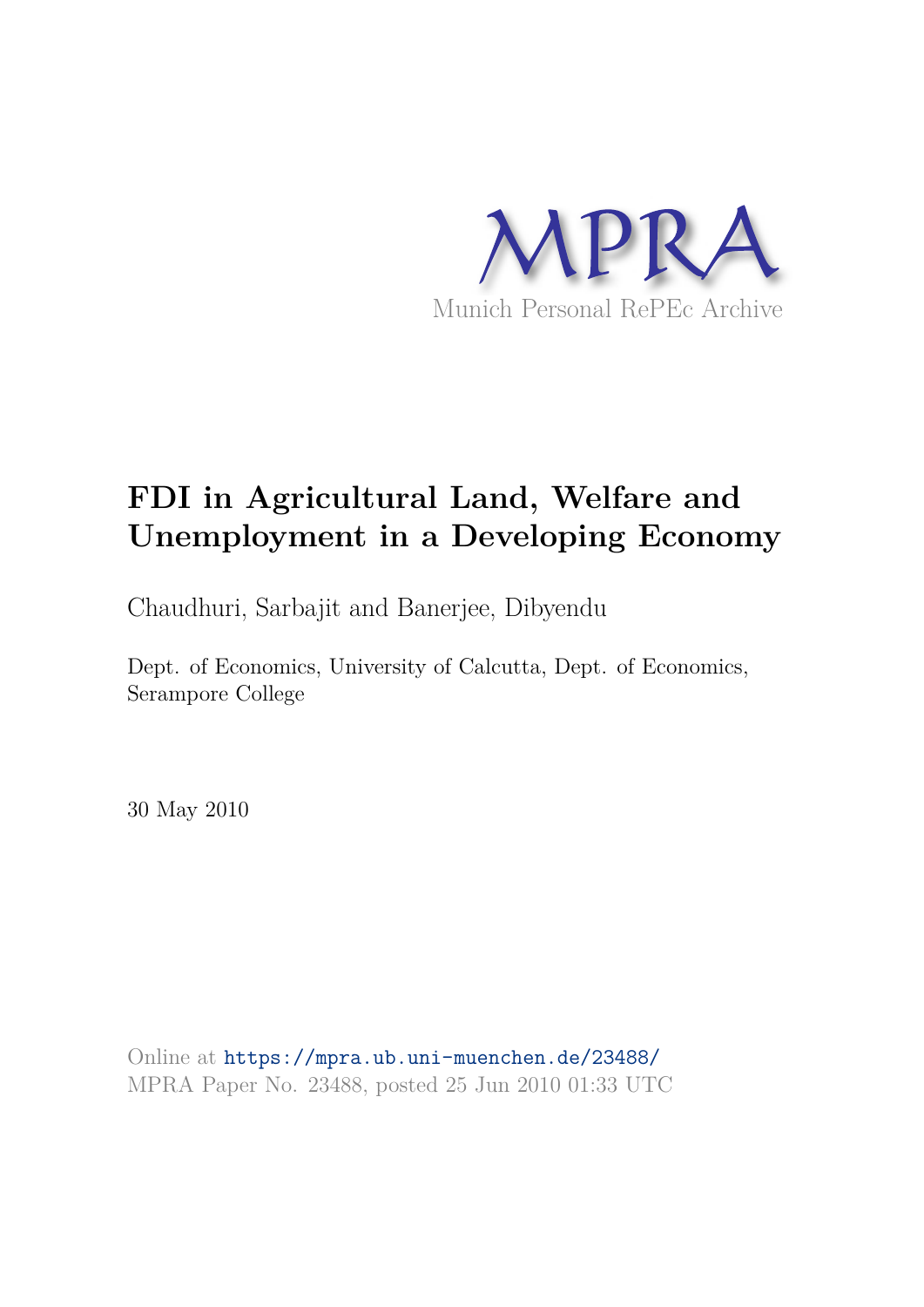MPRA

Munich Personal RePEc Archive

# FDI in Agricultural Land, Welfare and Unemployment in a Developing Economy

Chaudhuri, Sarbajit and Banerjee, Dibyendu

Dept. of Economics, University of Calcutta, Dept. of Economics, Serampore College

30 May 2010

Online at https://mpra.ub.uni-muenchen.de/23488/
MPRA Paper No. 23488, posted 25 Jun 2010 01:33 UTC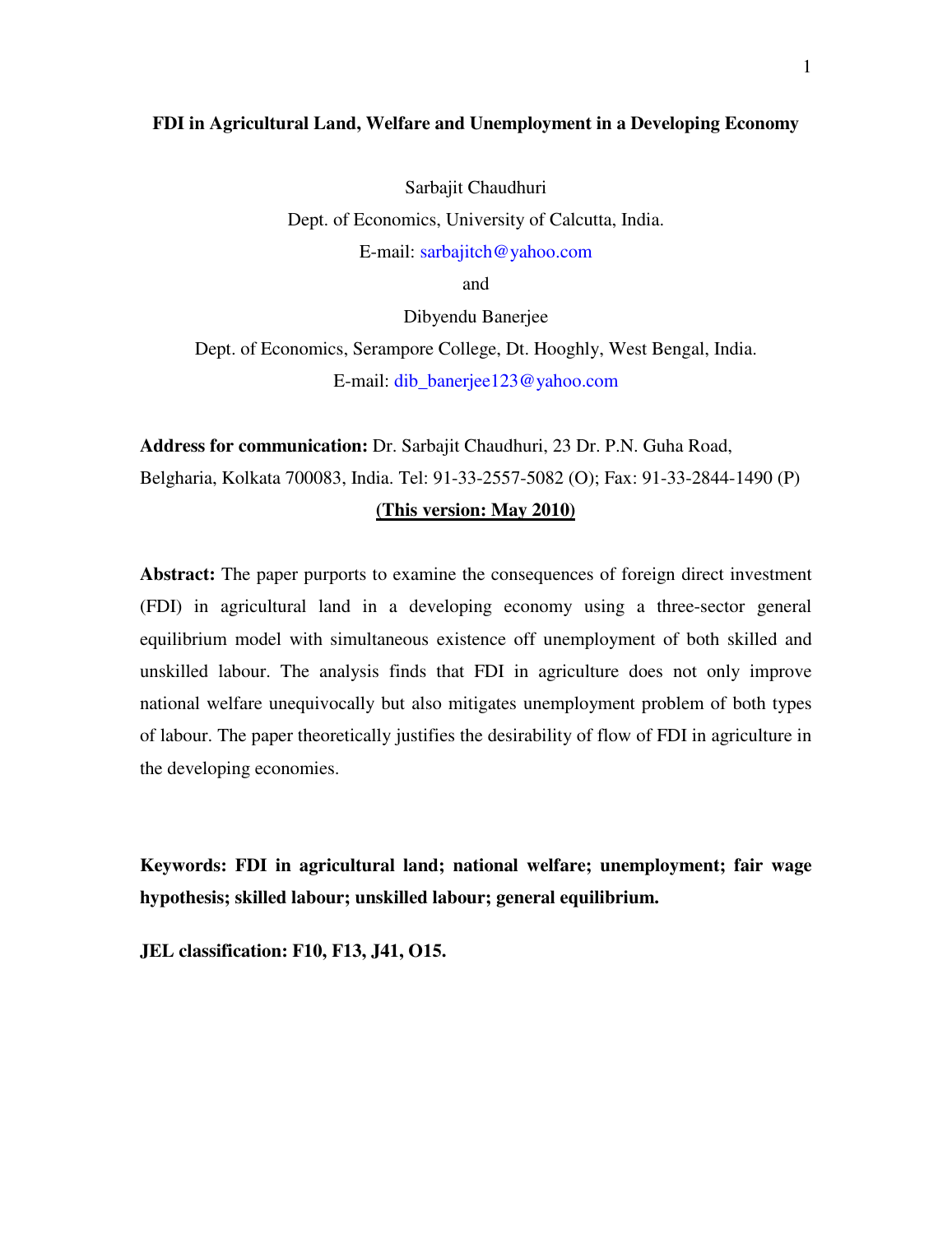# FDI in Agricultural Land, Welfare and Unemployment in a Developing Economy

Sarbajit Chaudhuri

Dept. of Economics, University of Calcutta, India.

E-mail: sarbajitch@yahoo.com

and

Dibyendu Banerjee

Dept. of Economics, Serampore College, Dt. Hooghly, West Bengal, India.

E-mail: dib_banerjee123@yahoo.com

**Address for communication:** Dr. Sarbajit Chaudhuri, 23 Dr. P.N. Guha Road, Belgharia, Kolkata 700083, India. Tel: 91-33-2557-5082 (O); Fax: 91-33-2844-1490 (P)

**(This version: May 2010)**

**Abstract:** The paper purports to examine the consequences of foreign direct investment (FDI) in agricultural land in a developing economy using a three-sector general equilibrium model with simultaneous existence off unemployment of both skilled and unskilled labour. The analysis finds that FDI in agriculture does not only improve national welfare unequivocally but also mitigates unemployment problem of both types of labour. The paper theoretically justifies the desirability of flow of FDI in agriculture in the developing economies.

**Keywords: FDI in agricultural land; national welfare; unemployment; fair wage hypothesis; skilled labour; unskilled labour; general equilibrium.**

**JEL classification: F10, F13, J41, O15.**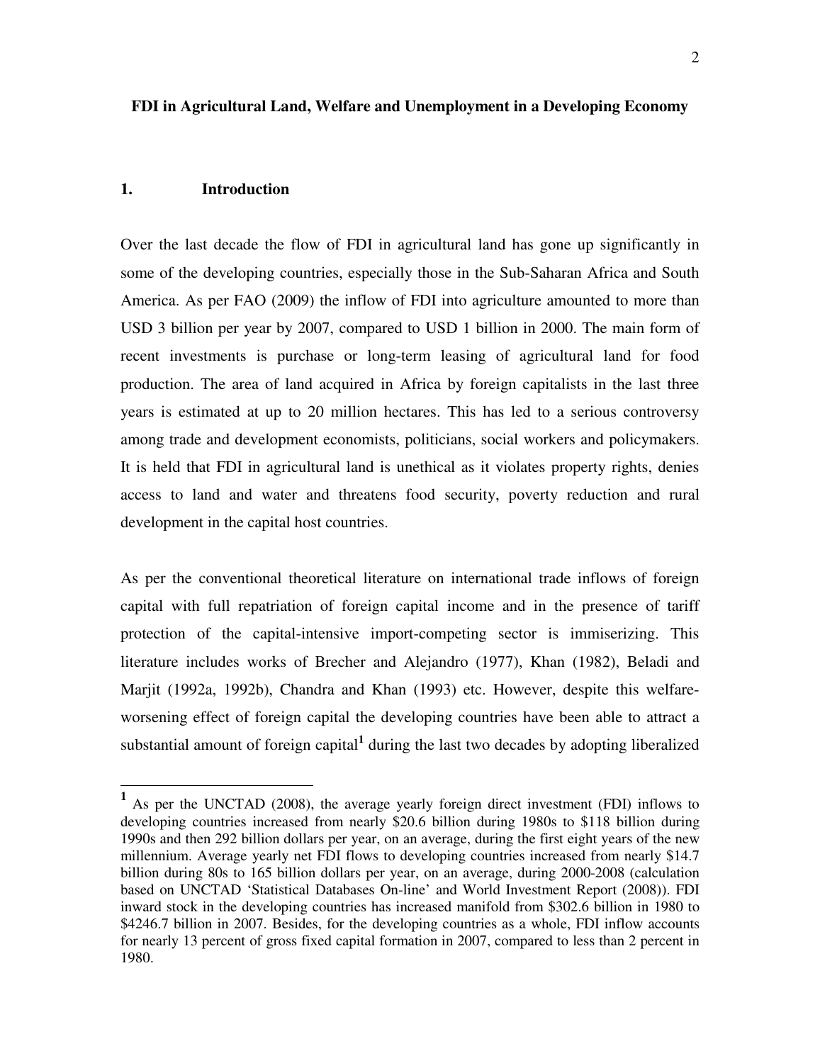**FDI in Agricultural Land, Welfare and Unemployment in a Developing Economy**

## 1. Introduction

Over the last decade the flow of FDI in agricultural land has gone up significantly in some of the developing countries, especially those in the Sub-Saharan Africa and South America. As per FAO (2009) the inflow of FDI into agriculture amounted to more than USD 3 billion per year by 2007, compared to USD 1 billion in 2000. The main form of recent investments is purchase or long-term leasing of agricultural land for food production. The area of land acquired in Africa by foreign capitalists in the last three years is estimated at up to 20 million hectares. This has led to a serious controversy among trade and development economists, politicians, social workers and policymakers. It is held that FDI in agricultural land is unethical as it violates property rights, denies access to land and water and threatens food security, poverty reduction and rural development in the capital host countries.

As per the conventional theoretical literature on international trade inflows of foreign capital with full repatriation of foreign capital income and in the presence of tariff protection of the capital-intensive import-competing sector is immiserizing. This literature includes works of Brecher and Alejandro (1977), Khan (1982), Beladi and Marjit (1992a, 1992b), Chandra and Khan (1993) etc. However, despite this welfare-worsening effect of foreign capital the developing countries have been able to attract a substantial amount of foreign capital[1] during the last two decades by adopting liberalized

---

[1] As per the UNCTAD (2008), the average yearly foreign direct investment (FDI) inflows to developing countries increased from nearly $20.6 billion during 1980s to $118 billion during 1990s and then 292 billion dollars per year, on an average, during the first eight years of the new millennium. Average yearly net FDI flows to developing countries increased from nearly $14.7 billion during 80s to 165 billion dollars per year, on an average, during 2000-2008 (calculation based on UNCTAD 'Statistical Databases On-line' and World Investment Report (2008)). FDI inward stock in the developing countries has increased manifold from $302.6 billion in 1980 to $4246.7 billion in 2007. Besides, for the developing countries as a whole, FDI inflow accounts for nearly 13 percent of gross fixed capital formation in 2007, compared to less than 2 percent in 1980.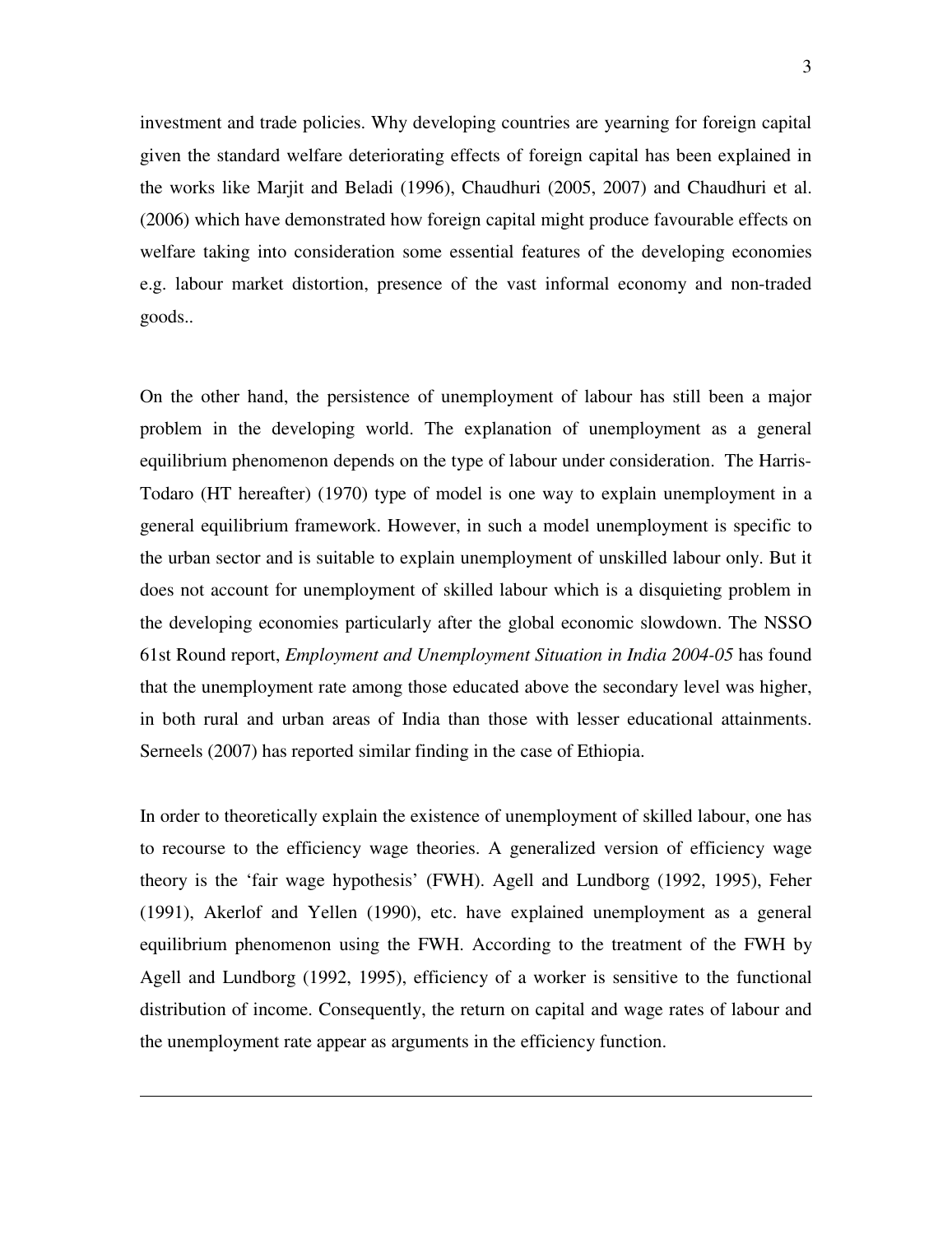investment and trade policies. Why developing countries are yearning for foreign capital given the standard welfare deteriorating effects of foreign capital has been explained in the works like Marjit and Beladi (1996), Chaudhuri (2005, 2007) and Chaudhuri et al. (2006) which have demonstrated how foreign capital might produce favourable effects on welfare taking into consideration some essential features of the developing economies e.g. labour market distortion, presence of the vast informal economy and non-traded goods..

On the other hand, the persistence of unemployment of labour has still been a major problem in the developing world. The explanation of unemployment as a general equilibrium phenomenon depends on the type of labour under consideration. The Harris-Todaro (HT hereafter) (1970) type of model is one way to explain unemployment in a general equilibrium framework. However, in such a model unemployment is specific to the urban sector and is suitable to explain unemployment of unskilled labour only. But it does not account for unemployment of skilled labour which is a disquieting problem in the developing economies particularly after the global economic slowdown. The NSSO 61st Round report, *Employment and Unemployment Situation in India 2004-05* has found that the unemployment rate among those educated above the secondary level was higher, in both rural and urban areas of India than those with lesser educational attainments. Serneels (2007) has reported similar finding in the case of Ethiopia.

In order to theoretically explain the existence of unemployment of skilled labour, one has to recourse to the efficiency wage theories. A generalized version of efficiency wage theory is the 'fair wage hypothesis' (FWH). Agell and Lundborg (1992, 1995), Feher (1991), Akerlof and Yellen (1990), etc. have explained unemployment as a general equilibrium phenomenon using the FWH. According to the treatment of the FWH by Agell and Lundborg (1992, 1995), efficiency of a worker is sensitive to the functional distribution of income. Consequently, the return on capital and wage rates of labour and the unemployment rate appear as arguments in the efficiency function.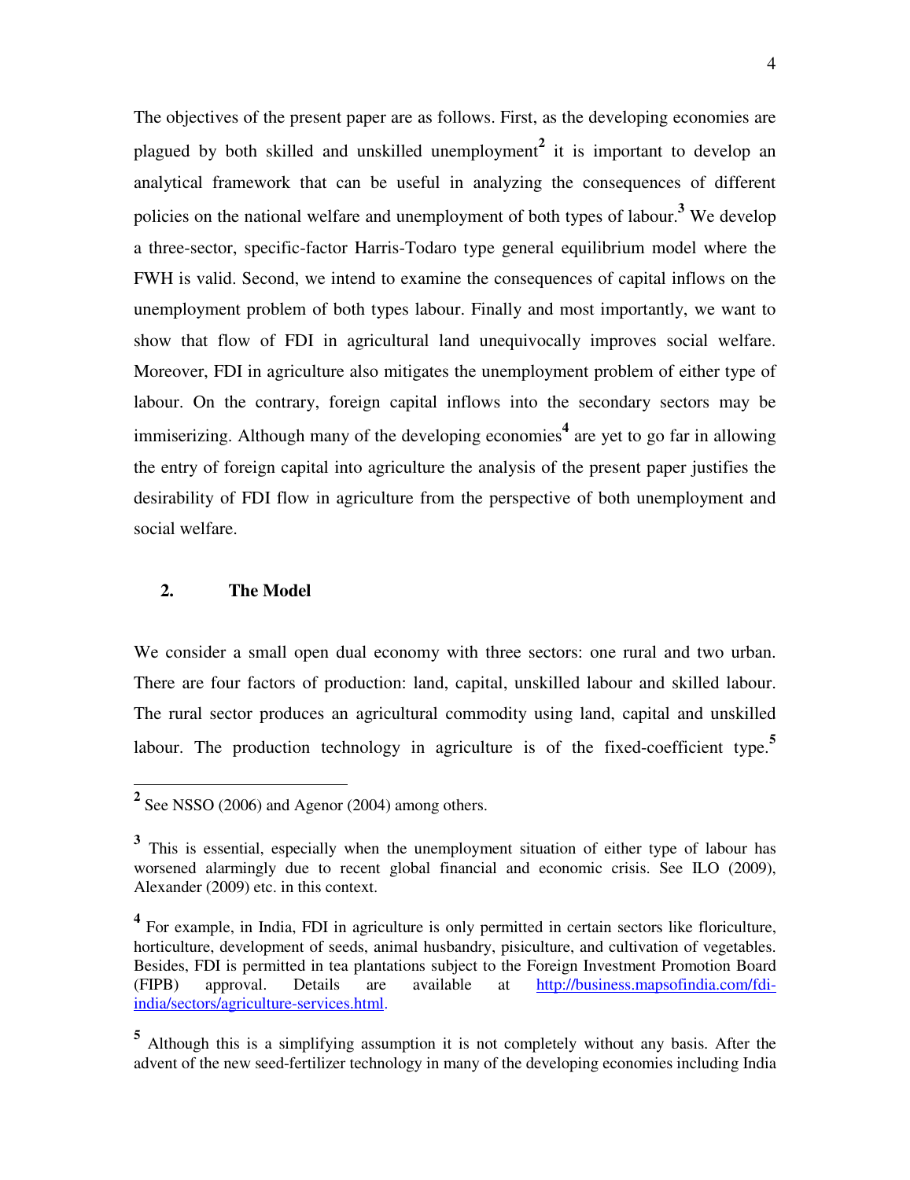The objectives of the present paper are as follows. First, as the developing economies are plagued by both skilled and unskilled unemployment[2] it is important to develop an analytical framework that can be useful in analyzing the consequences of different policies on the national welfare and unemployment of both types of labour.[3] We develop a three-sector, specific-factor Harris-Todaro type general equilibrium model where the FWH is valid. Second, we intend to examine the consequences of capital inflows on the unemployment problem of both types labour. Finally and most importantly, we want to show that flow of FDI in agricultural land unequivocally improves social welfare. Moreover, FDI in agriculture also mitigates the unemployment problem of either type of labour. On the contrary, foreign capital inflows into the secondary sectors may be immiserizing. Although many of the developing economies[4] are yet to go far in allowing the entry of foreign capital into agriculture the analysis of the present paper justifies the desirability of FDI flow in agriculture from the perspective of both unemployment and social welfare.

## 2. The Model

We consider a small open dual economy with three sectors: one rural and two urban. There are four factors of production: land, capital, unskilled labour and skilled labour. The rural sector produces an agricultural commodity using land, capital and unskilled labour. The production technology in agriculture is of the fixed-coefficient type.[5]

---

[2] See NSSO (2006) and Agenor (2004) among others.

[3] This is essential, especially when the unemployment situation of either type of labour has worsened alarmingly due to recent global financial and economic crisis. See ILO (2009), Alexander (2009) etc. in this context.

[4] For example, in India, FDI in agriculture is only permitted in certain sectors like floriculture, horticulture, development of seeds, animal husbandry, pisiculture, and cultivation of vegetables. Besides, FDI is permitted in tea plantations subject to the Foreign Investment Promotion Board (FIPB) approval. Details are available at http://business.mapsofindia.com/fdi-india/sectors/agriculture-services.html.

[5] Although this is a simplifying assumption it is not completely without any basis. After the advent of the new seed-fertilizer technology in many of the developing economies including India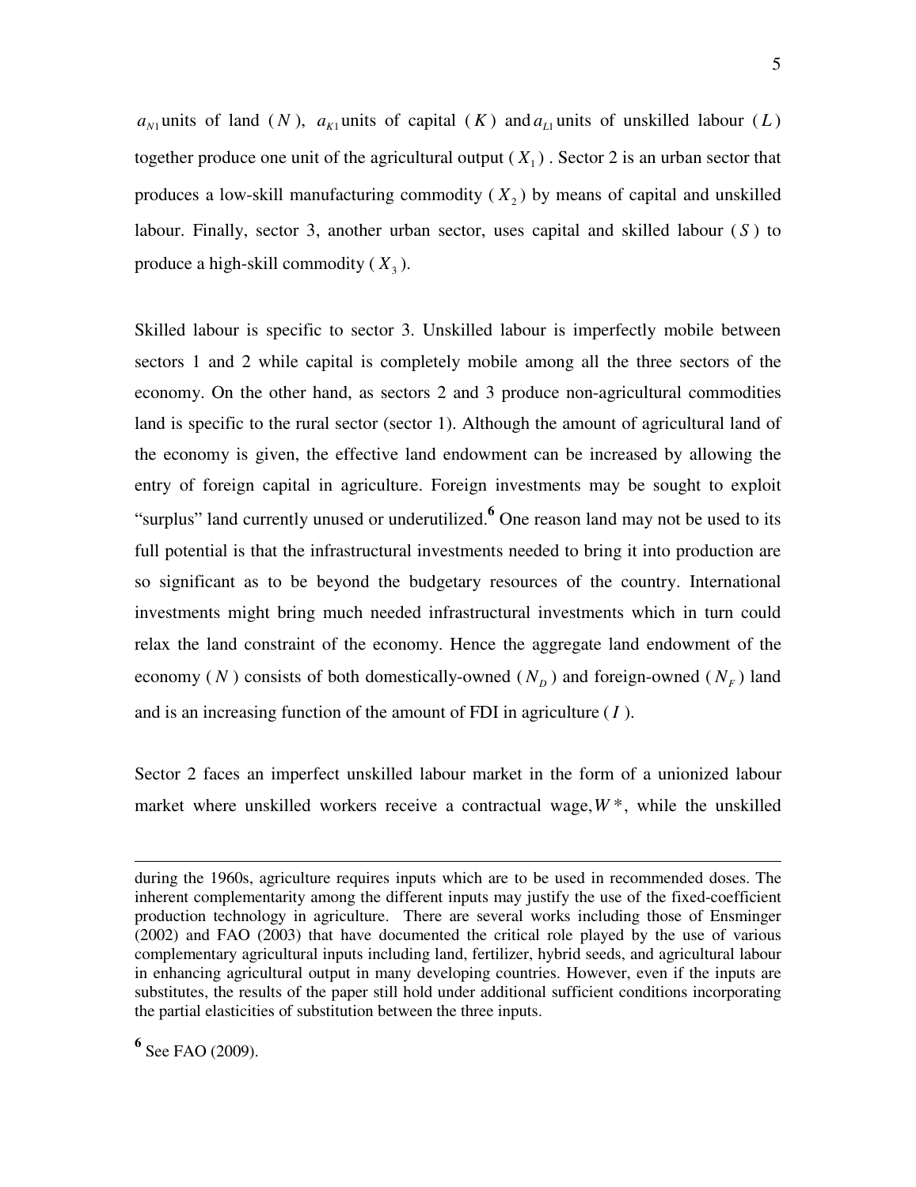$a_{N1}$ units of land ($N$), $a_{K1}$ units of capital ($K$) and $a_{L1}$ units of unskilled labour ($L$) together produce one unit of the agricultural output ($X_1$). Sector 2 is an urban sector that produces a low-skill manufacturing commodity ($X_2$) by means of capital and unskilled labour. Finally, sector 3, another urban sector, uses capital and skilled labour ($S$) to produce a high-skill commodity ($X_3$).

Skilled labour is specific to sector 3. Unskilled labour is imperfectly mobile between sectors 1 and 2 while capital is completely mobile among all the three sectors of the economy. On the other hand, as sectors 2 and 3 produce non-agricultural commodities land is specific to the rural sector (sector 1). Although the amount of agricultural land of the economy is given, the effective land endowment can be increased by allowing the entry of foreign capital in agriculture. Foreign investments may be sought to exploit "surplus" land currently unused or underutilized.[6] One reason land may not be used to its full potential is that the infrastructural investments needed to bring it into production are so significant as to be beyond the budgetary resources of the country. International investments might bring much needed infrastructural investments which in turn could relax the land constraint of the economy. Hence the aggregate land endowment of the economy ($N$) consists of both domestically-owned ($N_D$) and foreign-owned ($N_F$) land and is an increasing function of the amount of FDI in agriculture ($I$).

Sector 2 faces an imperfect unskilled labour market in the form of a unionized labour market where unskilled workers receive a contractual wage, $W^*$, while the unskilled

---

during the 1960s, agriculture requires inputs which are to be used in recommended doses. The inherent complementarity among the different inputs may justify the use of the fixed-coefficient production technology in agriculture. There are several works including those of Ensminger (2002) and FAO (2003) that have documented the critical role played by the use of various complementary agricultural inputs including land, fertilizer, hybrid seeds, and agricultural labour in enhancing agricultural output in many developing countries. However, even if the inputs are substitutes, the results of the paper still hold under additional sufficient conditions incorporating the partial elasticities of substitution between the three inputs.

[6] See FAO (2009).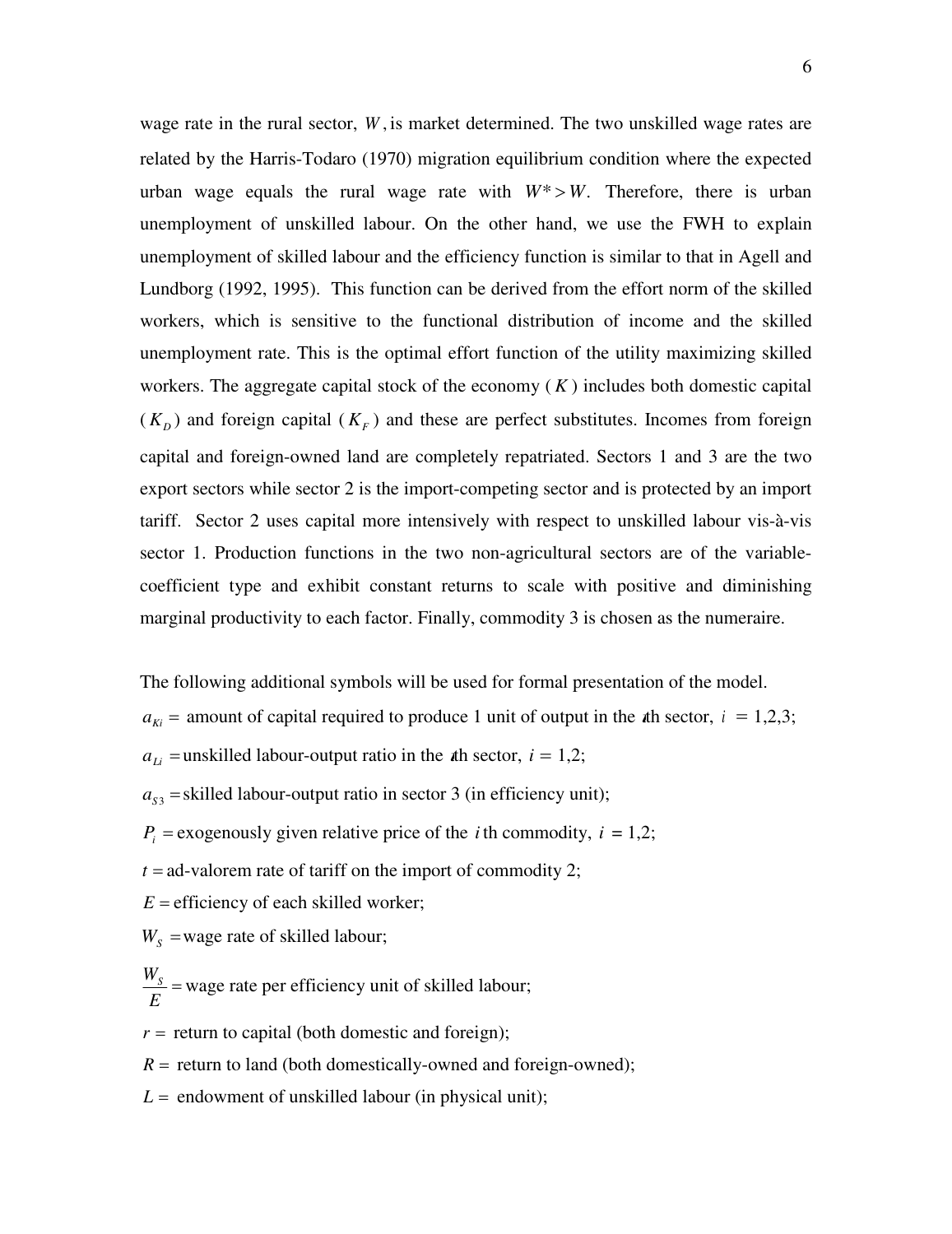wage rate in the rural sector, $W$, is market determined. The two unskilled wage rates are related by the Harris-Todaro (1970) migration equilibrium condition where the expected urban wage equals the rural wage rate with $W^* > W$. Therefore, there is urban unemployment of unskilled labour. On the other hand, we use the FWH to explain unemployment of skilled labour and the efficiency function is similar to that in Agell and Lundborg (1992, 1995). This function can be derived from the effort norm of the skilled workers, which is sensitive to the functional distribution of income and the skilled unemployment rate. This is the optimal effort function of the utility maximizing skilled workers. The aggregate capital stock of the economy ($K$) includes both domestic capital ($K_D$) and foreign capital ($K_F$) and these are perfect substitutes. Incomes from foreign capital and foreign-owned land are completely repatriated. Sectors 1 and 3 are the two export sectors while sector 2 is the import-competing sector and is protected by an import tariff. Sector 2 uses capital more intensively with respect to unskilled labour vis-à-vis sector 1. Production functions in the two non-agricultural sectors are of the variable-coefficient type and exhibit constant returns to scale with positive and diminishing marginal productivity to each factor. Finally, commodity 3 is chosen as the numeraire.

The following additional symbols will be used for formal presentation of the model.

$a_{Ki} =$ amount of capital required to produce 1 unit of output in the $i$th sector, $i = 1,2,3$;

$a_{Li} =$ unskilled labour-output ratio in the $i$th sector, $i = 1,2$;

$a_{S3} =$ skilled labour-output ratio in sector 3 (in efficiency unit);

$P_i =$ exogenously given relative price of the $i$th commodity, $i = 1,2$;

$t =$ ad-valorem rate of tariff on the import of commodity 2;

$E =$ efficiency of each skilled worker;

$W_S =$ wage rate of skilled labour;

$\frac{W_S}{E} =$ wage rate per efficiency unit of skilled labour;

$r =$ return to capital (both domestic and foreign);

$R =$ return to land (both domestically-owned and foreign-owned);

$L =$ endowment of unskilled labour (in physical unit);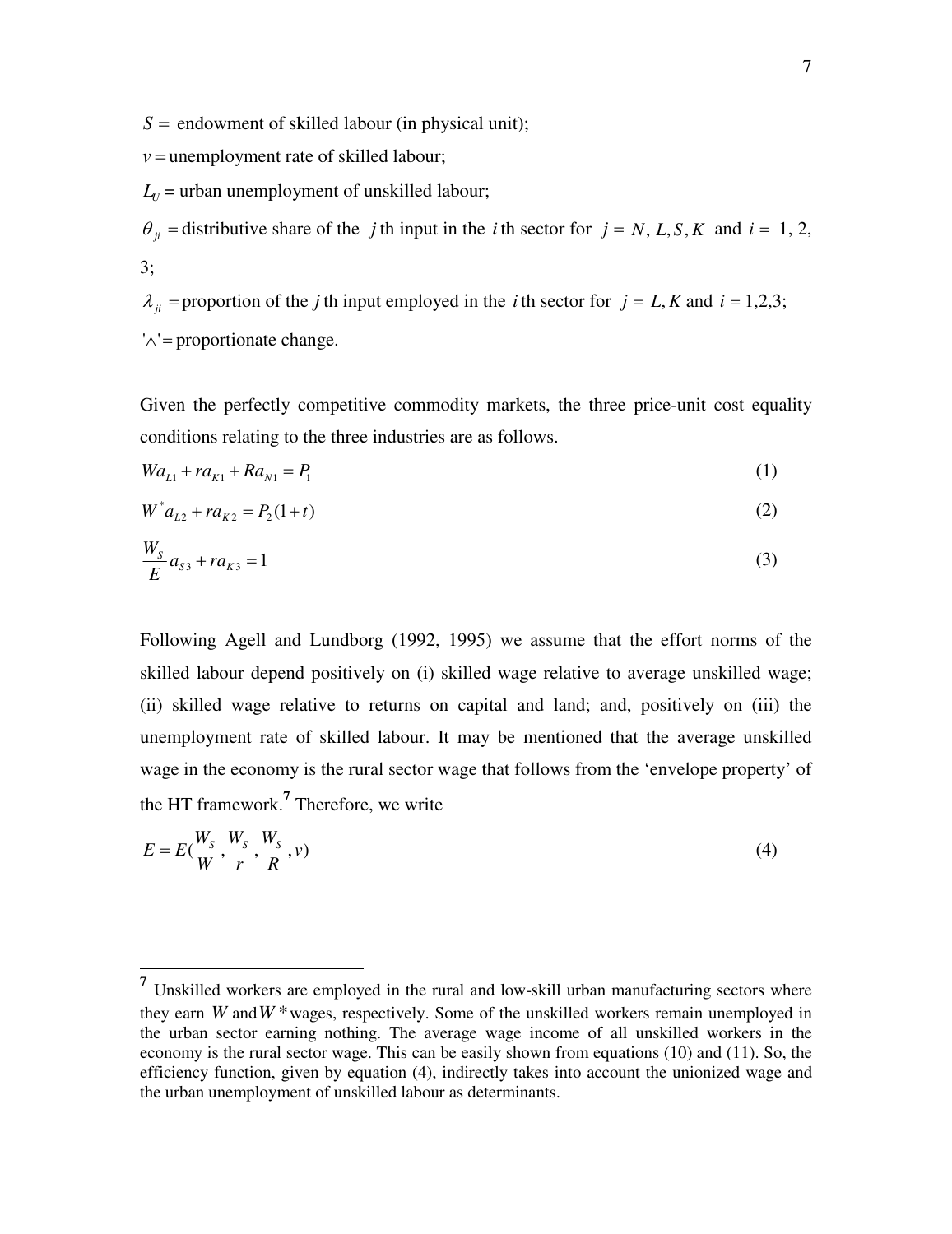$S =$ endowment of skilled labour (in physical unit);

$v =$ unemployment rate of skilled labour;

$L_U$ = urban unemployment of unskilled labour;

$\theta_{ji}$ = distributive share of the $j$ th input in the $i$ th sector for $j = N, L, S, K$ and $i =$ 1, 2, 3;

$\lambda_{ji}$ = proportion of the $j$ th input employed in the $i$ th sector for $j = L, K$ and $i = 1,2,3$;

$'\wedge' =$ proportionate change.

Given the perfectly competitive commodity markets, the three price-unit cost equality conditions relating to the three industries are as follows.

$$Wa_{L1} + ra_{K1} + Ra_{N1} = P_1 \tag{1}$$

$$W^* a_{L2} + ra_{K2} = P_2(1+t) \tag{2}$$

$$\frac{W_S}{E} a_{S3} + ra_{K3} = 1 \tag{3}$$

Following Agell and Lundborg (1992, 1995) we assume that the effort norms of the skilled labour depend positively on (i) skilled wage relative to average unskilled wage; (ii) skilled wage relative to returns on capital and land; and, positively on (iii) the unemployment rate of skilled labour. It may be mentioned that the average unskilled wage in the economy is the rural sector wage that follows from the 'envelope property' of the HT framework.[7] Therefore, we write

$$E = E\left(\frac{W_S}{W}, \frac{W_S}{r}, \frac{W_S}{R}, v\right) \tag{4}$$

---

[7] Unskilled workers are employed in the rural and low-skill urban manufacturing sectors where they earn $W$ and $W^*$ wages, respectively. Some of the unskilled workers remain unemployed in the urban sector earning nothing. The average wage income of all unskilled workers in the economy is the rural sector wage. This can be easily shown from equations (10) and (11). So, the efficiency function, given by equation (4), indirectly takes into account the unionized wage and the urban unemployment of unskilled labour as determinants.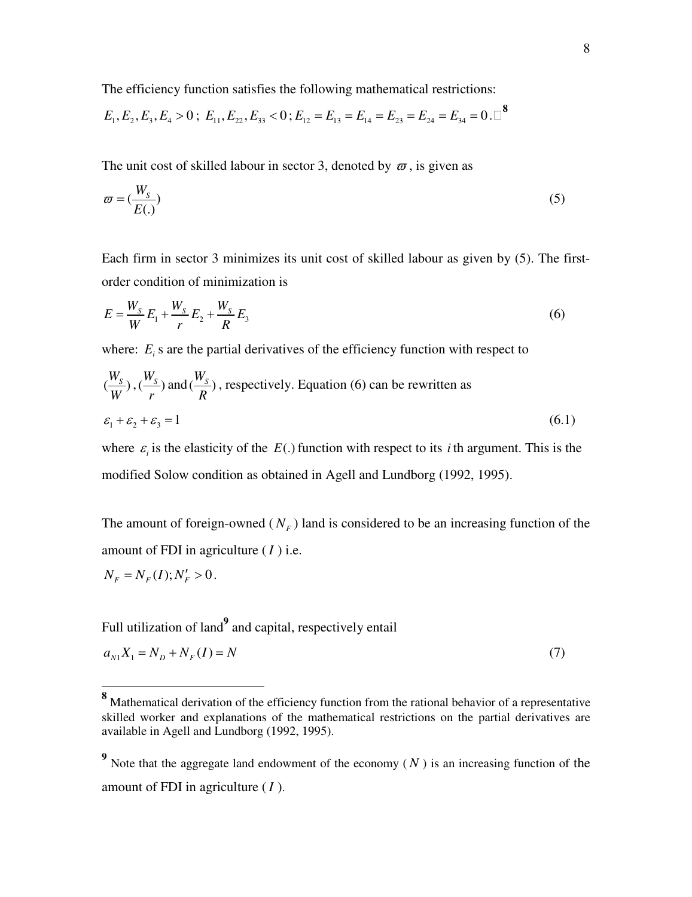The efficiency function satisfies the following mathematical restrictions:

$E_1, E_2, E_3, E_4 > 0$; $E_{11}, E_{22}, E_{33} < 0$; $E_{12} = E_{13} = E_{14} = E_{23} = E_{24} = E_{34} = 0$.[8]

The unit cost of skilled labour in sector 3, denoted by $\varpi$, is given as

$$\varpi = (\frac{W_S}{E(.)}) \tag{5}$$

Each firm in sector 3 minimizes its unit cost of skilled labour as given by (5). The first-order condition of minimization is

$$E = \frac{W_S}{W} E_1 + \frac{W_S}{r} E_2 + \frac{W_S}{R} E_3 \tag{6}$$

where: $E_i$ s are the partial derivatives of the efficiency function with respect to $(\frac{W_S}{W})$, $(\frac{W_S}{r})$ and $(\frac{W_S}{R})$, respectively. Equation (6) can be rewritten as

$$\varepsilon_1 + \varepsilon_2 + \varepsilon_3 = 1 \tag{6.1}$$

where $\varepsilon_i$ is the elasticity of the $E(.)$ function with respect to its $i$ th argument. This is the modified Solow condition as obtained in Agell and Lundborg (1992, 1995).

The amount of foreign-owned ($N_F$) land is considered to be an increasing function of the amount of FDI in agriculture ($I$) i.e.

$N_F = N_F(I); N_F' > 0$.

Full utilization of land[9] and capital, respectively entail

$$a_{N1} X_1 = N_D + N_F(I) = N \tag{7}$$

---

[8] Mathematical derivation of the efficiency function from the rational behavior of a representative skilled worker and explanations of the mathematical restrictions on the partial derivatives are available in Agell and Lundborg (1992, 1995).

[9] Note that the aggregate land endowment of the economy ($N$) is an increasing function of the amount of FDI in agriculture ($I$).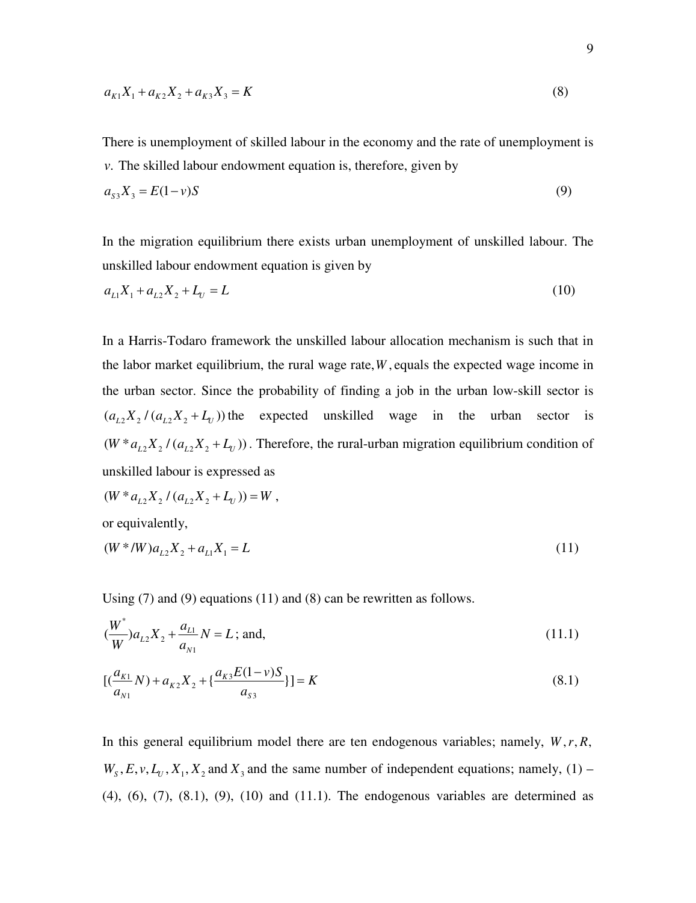$$a_{K1}X_1 + a_{K2}X_2 + a_{K3}X_3 = K \tag{8}$$

There is unemployment of skilled labour in the economy and the rate of unemployment is $v$. The skilled labour endowment equation is, therefore, given by

$$a_{S3}X_3 = E(1-v)S \tag{9}$$

In the migration equilibrium there exists urban unemployment of unskilled labour. The unskilled labour endowment equation is given by

$$a_{L1}X_1 + a_{L2}X_2 + L_U = L \tag{10}$$

In a Harris-Todaro framework the unskilled labour allocation mechanism is such that in the labor market equilibrium, the rural wage rate, $W$, equals the expected wage income in the urban sector. Since the probability of finding a job in the urban low-skill sector is $(a_{L2}X_2/(a_{L2}X_2 + L_U))$ the expected unskilled wage in the urban sector is $(W^* a_{L2}X_2/(a_{L2}X_2 + L_U))$. Therefore, the rural-urban migration equilibrium condition of unskilled labour is expressed as

$$(W^* a_{L2}X_2/(a_{L2}X_2 + L_U)) = W,$$

or equivalently,

$$(W^*/W)a_{L2}X_2 + a_{L1}X_1 = L \tag{11}$$

Using (7) and (9) equations (11) and (8) can be rewritten as follows.

$$(\frac{W^*}{W})a_{L2}X_2 + \frac{a_{L1}}{a_{N1}}N = L\text{; and,} \tag{11.1}$$

$$[(\frac{a_{K1}}{a_{N1}}N) + a_{K2}X_2 + \{\frac{a_{K3}E(1-v)S}{a_{S3}}\}] = K \tag{8.1}$$

In this general equilibrium model there are ten endogenous variables; namely, $W, r, R, W_S, E, v, L_U, X_1, X_2$ and $X_3$ and the same number of independent equations; namely, (1) – (4), (6), (7), (8.1), (9), (10) and (11.1). The endogenous variables are determined as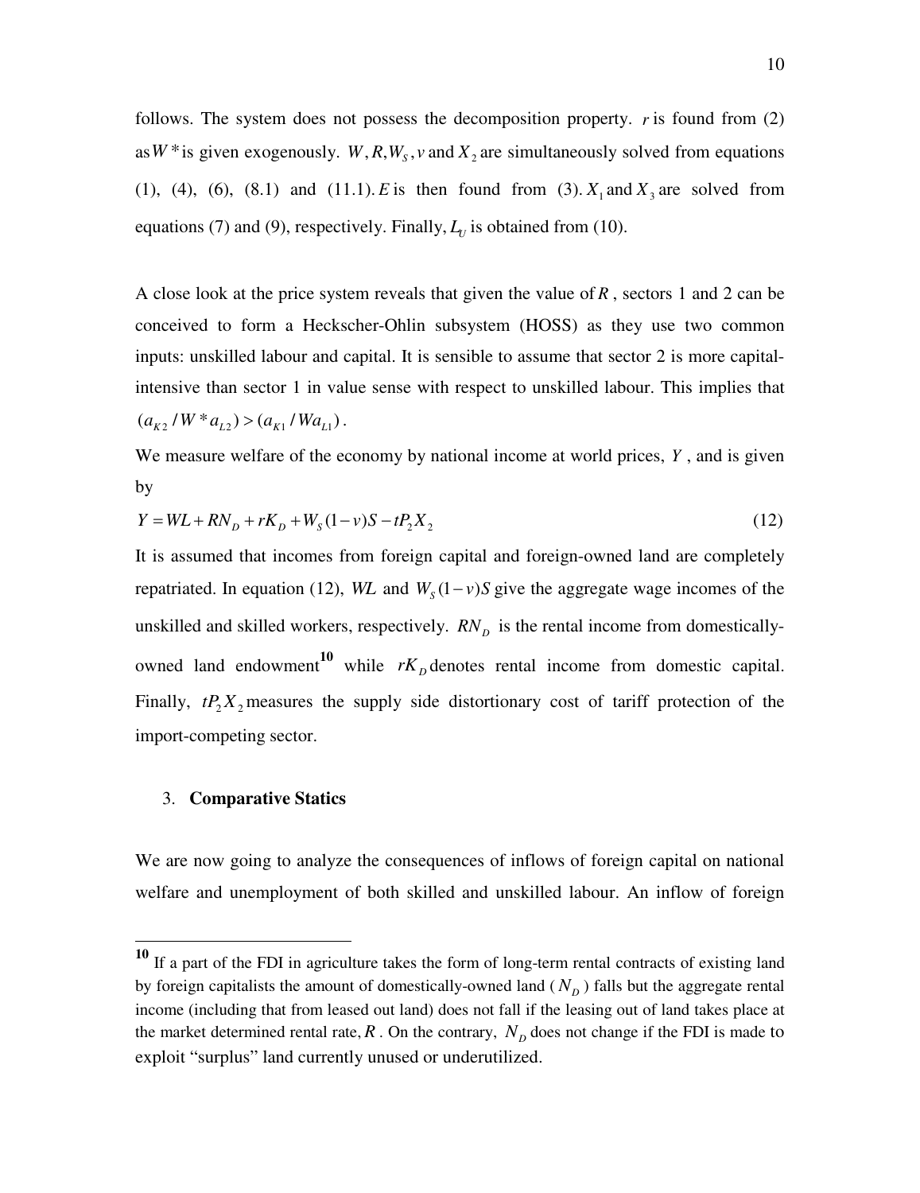follows. The system does not possess the decomposition property. $r$ is found from (2) as $W^*$ is given exogenously. $W, R, W_S, v$ and $X_2$ are simultaneously solved from equations (1), (4), (6), (8.1) and (11.1). $E$ is then found from (3). $X_1$ and $X_3$ are solved from equations (7) and (9), respectively. Finally, $L_U$ is obtained from (10).

A close look at the price system reveals that given the value of $R$, sectors 1 and 2 can be conceived to form a Heckscher-Ohlin subsystem (HOSS) as they use two common inputs: unskilled labour and capital. It is sensible to assume that sector 2 is more capital-intensive than sector 1 in value sense with respect to unskilled labour. This implies that $(a_{K2} / W^* a_{L2}) > (a_{K1} / W a_{L1})$.

We measure welfare of the economy by national income at world prices, $Y$, and is given by

$$Y = WL + RN_D + rK_D + W_S(1-v)S - tP_2X_2 \tag{12}$$

It is assumed that incomes from foreign capital and foreign-owned land are completely repatriated. In equation (12), $WL$ and $W_S(1-v)S$ give the aggregate wage incomes of the unskilled and skilled workers, respectively. $RN_D$ is the rental income from domestically-owned land endowment[10] while $rK_D$ denotes rental income from domestic capital. Finally, $tP_2X_2$ measures the supply side distortionary cost of tariff protection of the import-competing sector.

## 3. **Comparative Statics**

We are now going to analyze the consequences of inflows of foreign capital on national welfare and unemployment of both skilled and unskilled labour. An inflow of foreign

---

[10] If a part of the FDI in agriculture takes the form of long-term rental contracts of existing land by foreign capitalists the amount of domestically-owned land ($N_D$) falls but the aggregate rental income (including that from leased out land) does not fall if the leasing out of land takes place at the market determined rental rate, $R$. On the contrary, $N_D$ does not change if the FDI is made to exploit "surplus" land currently unused or underutilized.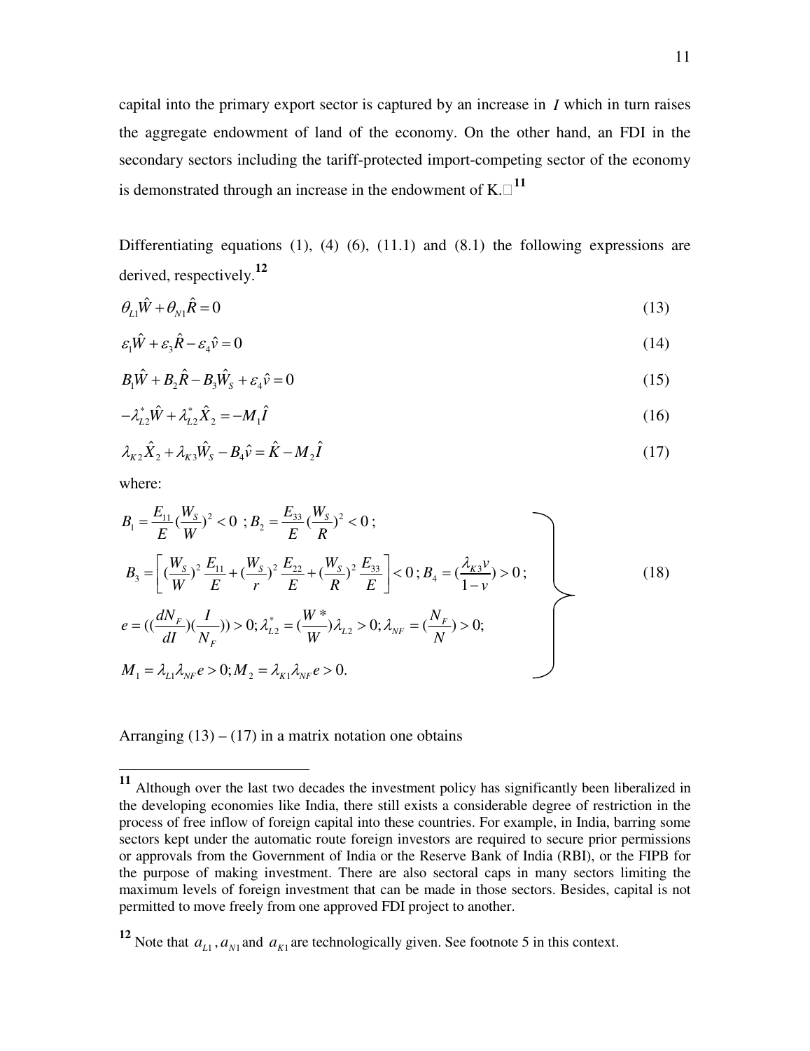capital into the primary export sector is captured by an increase in $I$ which in turn raises the aggregate endowment of land of the economy. On the other hand, an FDI in the secondary sectors including the tariff-protected import-competing sector of the economy is demonstrated through an increase in the endowment of K.[11]

Differentiating equations (1), (4) (6), (11.1) and (8.1) the following expressions are derived, respectively.[12]

$$\theta_{L1}\hat{W} + \theta_{N1}\hat{R} = 0 \tag{13}$$

$$\varepsilon_1\hat{W} + \varepsilon_3\hat{R} - \varepsilon_4\hat{v} = 0 \tag{14}$$

$$B_1\hat{W} + B_2\hat{R} - B_3\hat{W}_S + \varepsilon_4\hat{v} = 0 \tag{15}$$

$$-\lambda^*_{L2}\hat{W} + \lambda^*_{L2}\hat{X}_2 = -M_1\hat{I} \tag{16}$$

$$\lambda_{K2}\hat{X}_2 + \lambda_{K3}\hat{W}_S - B_4\hat{v} = \hat{K} - M_2\hat{I} \tag{17}$$

where:

$$\left.\begin{aligned}
&B_1 = \frac{E_{11}}{E}\left(\frac{W_S}{W}\right)^2 < 0\ ; B_2 = \frac{E_{33}}{E}\left(\frac{W_S}{R}\right)^2 < 0\ ; \\
&B_3 = \left[\left(\frac{W_S}{W}\right)^2\frac{E_{11}}{E} + \left(\frac{W_S}{r}\right)^2\frac{E_{22}}{E} + \left(\frac{W_S}{R}\right)^2\frac{E_{33}}{E}\right] < 0\ ; B_4 = \left(\frac{\lambda_{K3}v}{1-v}\right) > 0\ ; \\
&e = \left(\left(\frac{dN_F}{dI}\right)\left(\frac{I}{N_F}\right)\right) > 0; \lambda^*_{L2} = \left(\frac{W^*}{W}\right)\lambda_{L2} > 0; \lambda_{NF} = \left(\frac{N_F}{N}\right) > 0; \\
&M_1 = \lambda_{L1}\lambda_{NF}e > 0; M_2 = \lambda_{K1}\lambda_{NF}e > 0.
\end{aligned}\right\} \tag{18}$$

Arranging (13) – (17) in a matrix notation one obtains

---

[11] Although over the last two decades the investment policy has significantly been liberalized in the developing economies like India, there still exists a considerable degree of restriction in the process of free inflow of foreign capital into these countries. For example, in India, barring some sectors kept under the automatic route foreign investors are required to secure prior permissions or approvals from the Government of India or the Reserve Bank of India (RBI), or the FIPB for the purpose of making investment. There are also sectoral caps in many sectors limiting the maximum levels of foreign investment that can be made in those sectors. Besides, capital is not permitted to move freely from one approved FDI project to another.

[12] Note that $a_{L1}$, $a_{N1}$ and $a_{K1}$ are technologically given. See footnote 5 in this context.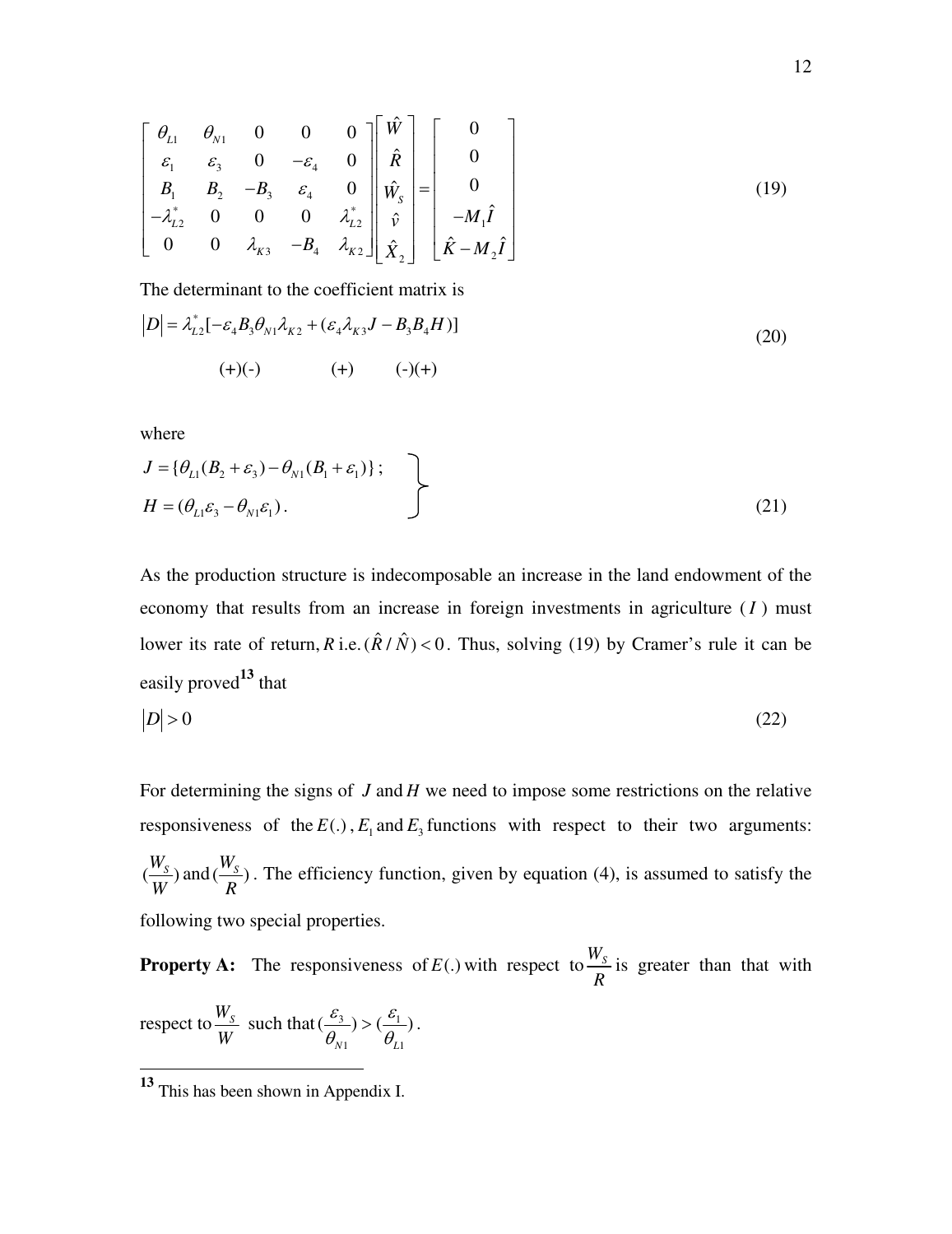$$
\begin{bmatrix}
\theta_{L1} & \theta_{N1} & 0 & 0 & 0 \\
\varepsilon_1 & \varepsilon_3 & 0 & -\varepsilon_4 & 0 \\
B_1 & B_2 & -B_3 & \varepsilon_4 & 0 \\
-\lambda_{L2}^* & 0 & 0 & 0 & \lambda_{L2}^* \\
0 & 0 & \lambda_{K3} & -B_4 & \lambda_{K2}
\end{bmatrix}
\begin{bmatrix}
\hat{W} \\ \hat{R} \\ \hat{W}_S \\ \hat{v} \\ \hat{X}_2
\end{bmatrix}
=
\begin{bmatrix}
0 \\ 0 \\ 0 \\ -M_1\hat{I} \\ \hat{K} - M_2\hat{I}
\end{bmatrix}
\tag{19}
$$

The determinant to the coefficient matrix is

$$
|D| = \lambda_{L2}^*[-\varepsilon_4 B_3 \theta_{N1} \lambda_{K2} + (\varepsilon_4 \lambda_{K3} J - B_3 B_4 H)]
\tag{20}
$$

$$
\quad (+)(-) \qquad\qquad (+) \qquad (-)(+)
$$

where

$$
\left.
\begin{aligned}
J &= \{\theta_{L1}(B_2 + \varepsilon_3) - \theta_{N1}(B_1 + \varepsilon_1)\}; \\
H &= (\theta_{L1}\varepsilon_3 - \theta_{N1}\varepsilon_1).
\end{aligned}
\right\}
\tag{21}
$$

As the production structure is indecomposable an increase in the land endowment of the economy that results from an increase in foreign investments in agriculture ($I$) must lower its rate of return, $R$ i.e. $(\hat{R}/\hat{N}) < 0$. Thus, solving (19) by Cramer's rule it can be easily proved[13] that

$$
|D| > 0 \tag{22}
$$

For determining the signs of $J$ and $H$ we need to impose some restrictions on the relative responsiveness of the $E(.)$, $E_1$ and $E_3$ functions with respect to their two arguments: $(\frac{W_S}{W})$ and $(\frac{W_S}{R})$. The efficiency function, given by equation (4), is assumed to satisfy the following two special properties.

**Property A:** The responsiveness of $E(.)$ with respect to $\frac{W_S}{R}$ is greater than that with respect to $\frac{W_S}{W}$ such that $(\frac{\varepsilon_3}{\theta_{N1}}) > (\frac{\varepsilon_1}{\theta_{L1}})$.

---

[13] This has been shown in Appendix I.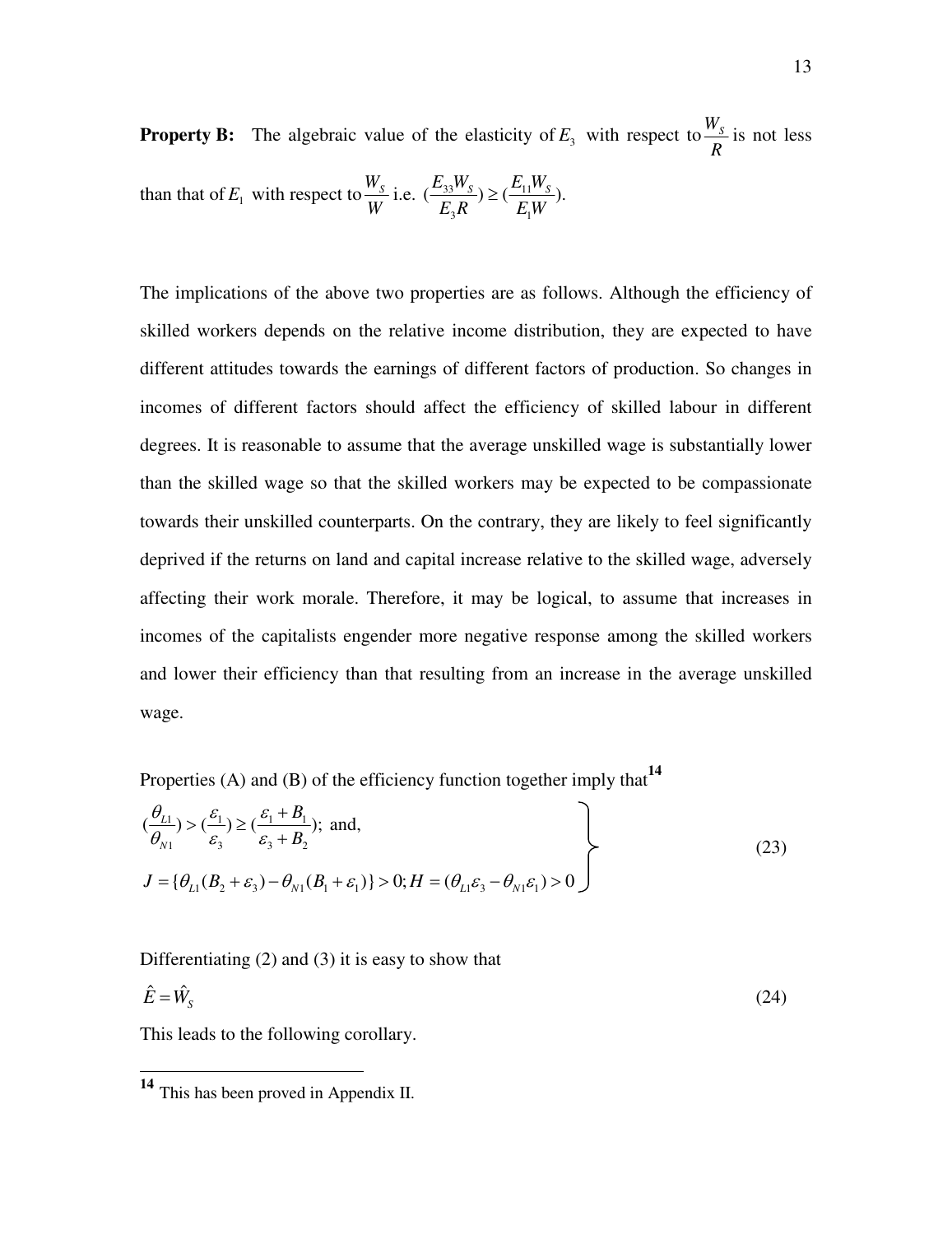**Property B:** The algebraic value of the elasticity of $E_3$ with respect to $\frac{W_S}{R}$ is not less than that of $E_1$ with respect to $\frac{W_S}{W}$ i.e. $(\frac{E_{33}W_S}{E_3 R}) \geq (\frac{E_{11}W_S}{E_1 W})$.

The implications of the above two properties are as follows. Although the efficiency of skilled workers depends on the relative income distribution, they are expected to have different attitudes towards the earnings of different factors of production. So changes in incomes of different factors should affect the efficiency of skilled labour in different degrees. It is reasonable to assume that the average unskilled wage is substantially lower than the skilled wage so that the skilled workers may be expected to be compassionate towards their unskilled counterparts. On the contrary, they are likely to feel significantly deprived if the returns on land and capital increase relative to the skilled wage, adversely affecting their work morale. Therefore, it may be logical, to assume that increases in incomes of the capitalists engender more negative response among the skilled workers and lower their efficiency than that resulting from an increase in the average unskilled wage.

Properties (A) and (B) of the efficiency function together imply that[14]

$$
\left.
\begin{aligned}
&(\frac{\theta_{L1}}{\theta_{N1}}) > (\frac{\varepsilon_1}{\varepsilon_3}) \geq (\frac{\varepsilon_1 + B_1}{\varepsilon_3 + B_2});\ \text{and,} \\
&J = \{\theta_{L1}(B_2 + \varepsilon_3) - \theta_{N1}(B_1 + \varepsilon_1)\} > 0; H = (\theta_{L1}\varepsilon_3 - \theta_{N1}\varepsilon_1) > 0
\end{aligned}
\right\} \tag{23}
$$

Differentiating (2) and (3) it is easy to show that

$$
\hat{E} = \hat{W}_S \tag{24}
$$

This leads to the following corollary.

---

[14] This has been proved in Appendix II.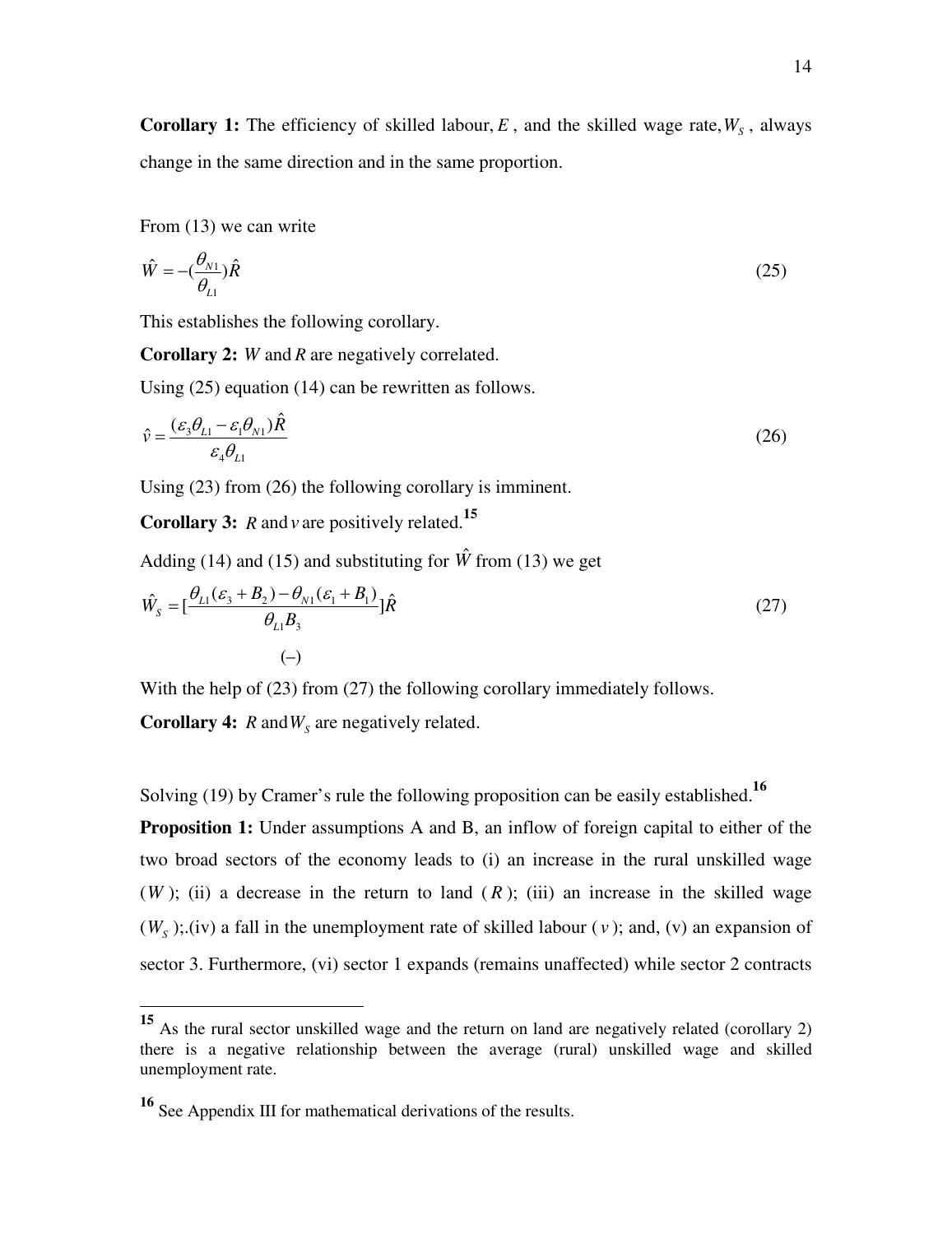**Corollary 1:** The efficiency of skilled labour, $E$, and the skilled wage rate, $W_S$, always change in the same direction and in the same proportion.

From (13) we can write

$$\hat{W} = -(\frac{\theta_{N1}}{\theta_{L1}})\hat{R} \tag{25}$$

This establishes the following corollary.

**Corollary 2:** $W$ and $R$ are negatively correlated.

Using (25) equation (14) can be rewritten as follows.

$$\hat{v} = \frac{(\varepsilon_3 \theta_{L1} - \varepsilon_1 \theta_{N1})\hat{R}}{\varepsilon_4 \theta_{L1}} \tag{26}$$

Using (23) from (26) the following corollary is imminent.

**Corollary 3:** $R$ and $v$ are positively related.[15]

Adding (14) and (15) and substituting for $\hat{W}$ from (13) we get

$$\hat{W}_S = [\underset{(-)}{\frac{\theta_{L1}(\varepsilon_3 + B_2) - \theta_{N1}(\varepsilon_1 + B_1)}{\theta_{L1} B_3}}]\hat{R} \tag{27}$$

With the help of (23) from (27) the following corollary immediately follows.

**Corollary 4:** $R$ and $W_S$ are negatively related.

Solving (19) by Cramer's rule the following proposition can be easily established.[16]

**Proposition 1:** Under assumptions A and B, an inflow of foreign capital to either of the two broad sectors of the economy leads to (i) an increase in the rural unskilled wage ($W$); (ii) a decrease in the return to land ($R$); (iii) an increase in the skilled wage ($W_S$);.(iv) a fall in the unemployment rate of skilled labour ($v$); and, (v) an expansion of sector 3. Furthermore, (vi) sector 1 expands (remains unaffected) while sector 2 contracts

---

[15] As the rural sector unskilled wage and the return on land are negatively related (corollary 2) there is a negative relationship between the average (rural) unskilled wage and skilled unemployment rate.

[16] See Appendix III for mathematical derivations of the results.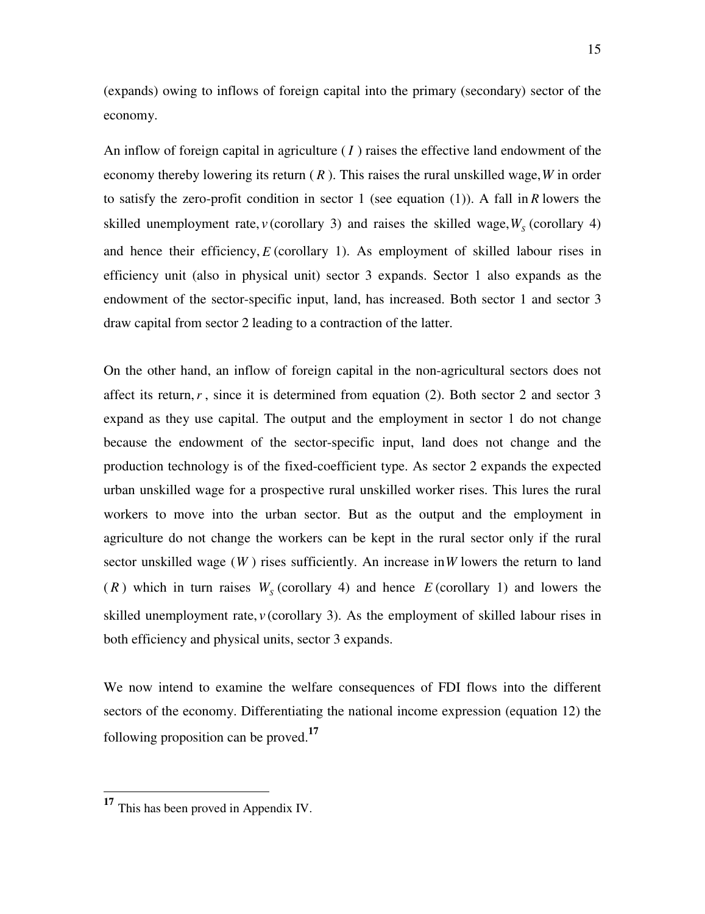(expands) owing to inflows of foreign capital into the primary (secondary) sector of the economy.

An inflow of foreign capital in agriculture ( $I$ ) raises the effective land endowment of the economy thereby lowering its return ( $R$ ). This raises the rural unskilled wage, $W$ in order to satisfy the zero-profit condition in sector 1 (see equation (1)). A fall in $R$ lowers the skilled unemployment rate, $v$ (corollary 3) and raises the skilled wage, $W_S$ (corollary 4) and hence their efficiency, $E$ (corollary 1). As employment of skilled labour rises in efficiency unit (also in physical unit) sector 3 expands. Sector 1 also expands as the endowment of the sector-specific input, land, has increased. Both sector 1 and sector 3 draw capital from sector 2 leading to a contraction of the latter.

On the other hand, an inflow of foreign capital in the non-agricultural sectors does not affect its return, $r$ , since it is determined from equation (2). Both sector 2 and sector 3 expand as they use capital. The output and the employment in sector 1 do not change because the endowment of the sector-specific input, land does not change and the production technology is of the fixed-coefficient type. As sector 2 expands the expected urban unskilled wage for a prospective rural unskilled worker rises. This lures the rural workers to move into the urban sector. But as the output and the employment in agriculture do not change the workers can be kept in the rural sector only if the rural sector unskilled wage ( $W$ ) rises sufficiently. An increase in $W$ lowers the return to land ( $R$ ) which in turn raises $W_S$ (corollary 4) and hence $E$ (corollary 1) and lowers the skilled unemployment rate, $v$ (corollary 3). As the employment of skilled labour rises in both efficiency and physical units, sector 3 expands.

We now intend to examine the welfare consequences of FDI flows into the different sectors of the economy. Differentiating the national income expression (equation 12) the following proposition can be proved.[17]

[17] This has been proved in Appendix IV.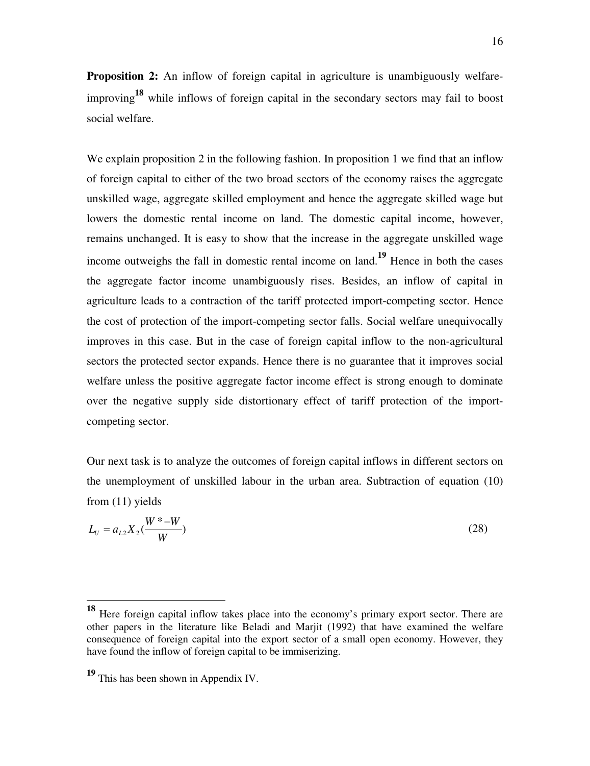**Proposition 2:** An inflow of foreign capital in agriculture is unambiguously welfare-improving[18] while inflows of foreign capital in the secondary sectors may fail to boost social welfare.

We explain proposition 2 in the following fashion. In proposition 1 we find that an inflow of foreign capital to either of the two broad sectors of the economy raises the aggregate unskilled wage, aggregate skilled employment and hence the aggregate skilled wage but lowers the domestic rental income on land. The domestic capital income, however, remains unchanged. It is easy to show that the increase in the aggregate unskilled wage income outweighs the fall in domestic rental income on land.[19] Hence in both the cases the aggregate factor income unambiguously rises. Besides, an inflow of capital in agriculture leads to a contraction of the tariff protected import-competing sector. Hence the cost of protection of the import-competing sector falls. Social welfare unequivocally improves in this case. But in the case of foreign capital inflow to the non-agricultural sectors the protected sector expands. Hence there is no guarantee that it improves social welfare unless the positive aggregate factor income effect is strong enough to dominate over the negative supply side distortionary effect of tariff protection of the import-competing sector.

Our next task is to analyze the outcomes of foreign capital inflows in different sectors on the unemployment of unskilled labour in the urban area. Subtraction of equation (10) from (11) yields

$$L_U = a_{L2} X_2 \left(\frac{W^* - W}{W}\right) \tag{28}$$

---

[18] Here foreign capital inflow takes place into the economy's primary export sector. There are other papers in the literature like Beladi and Marjit (1992) that have examined the welfare consequence of foreign capital into the export sector of a small open economy. However, they have found the inflow of foreign capital to be immiserizing.

[19] This has been shown in Appendix IV.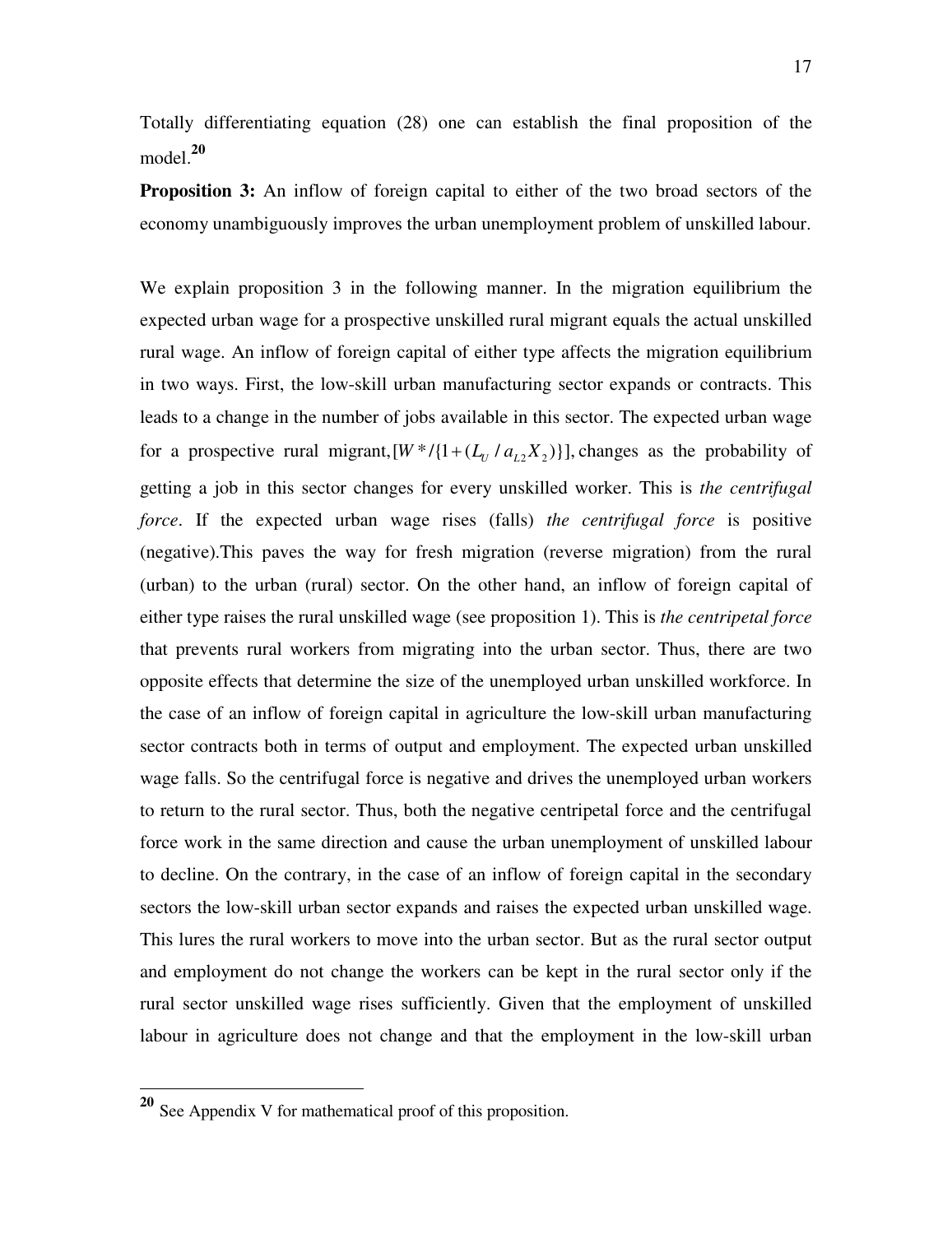Totally differentiating equation (28) one can establish the final proposition of the model.[20]

**Proposition 3:** An inflow of foreign capital to either of the two broad sectors of the economy unambiguously improves the urban unemployment problem of unskilled labour.

We explain proposition 3 in the following manner. In the migration equilibrium the expected urban wage for a prospective unskilled rural migrant equals the actual unskilled rural wage. An inflow of foreign capital of either type affects the migration equilibrium in two ways. First, the low-skill urban manufacturing sector expands or contracts. This leads to a change in the number of jobs available in this sector. The expected urban wage for a prospective rural migrant, $[W^*/\{1+(L_U / a_{L2}X_2)\}]$, changes as the probability of getting a job in this sector changes for every unskilled worker. This is *the centrifugal force*. If the expected urban wage rises (falls) *the centrifugal force* is positive (negative).This paves the way for fresh migration (reverse migration) from the rural (urban) to the urban (rural) sector. On the other hand, an inflow of foreign capital of either type raises the rural unskilled wage (see proposition 1). This is *the centripetal force* that prevents rural workers from migrating into the urban sector. Thus, there are two opposite effects that determine the size of the unemployed urban unskilled workforce. In the case of an inflow of foreign capital in agriculture the low-skill urban manufacturing sector contracts both in terms of output and employment. The expected urban unskilled wage falls. So the centrifugal force is negative and drives the unemployed urban workers to return to the rural sector. Thus, both the negative centripetal force and the centrifugal force work in the same direction and cause the urban unemployment of unskilled labour to decline. On the contrary, in the case of an inflow of foreign capital in the secondary sectors the low-skill urban sector expands and raises the expected urban unskilled wage. This lures the rural workers to move into the urban sector. But as the rural sector output and employment do not change the workers can be kept in the rural sector only if the rural sector unskilled wage rises sufficiently. Given that the employment of unskilled labour in agriculture does not change and that the employment in the low-skill urban

[20] See Appendix V for mathematical proof of this proposition.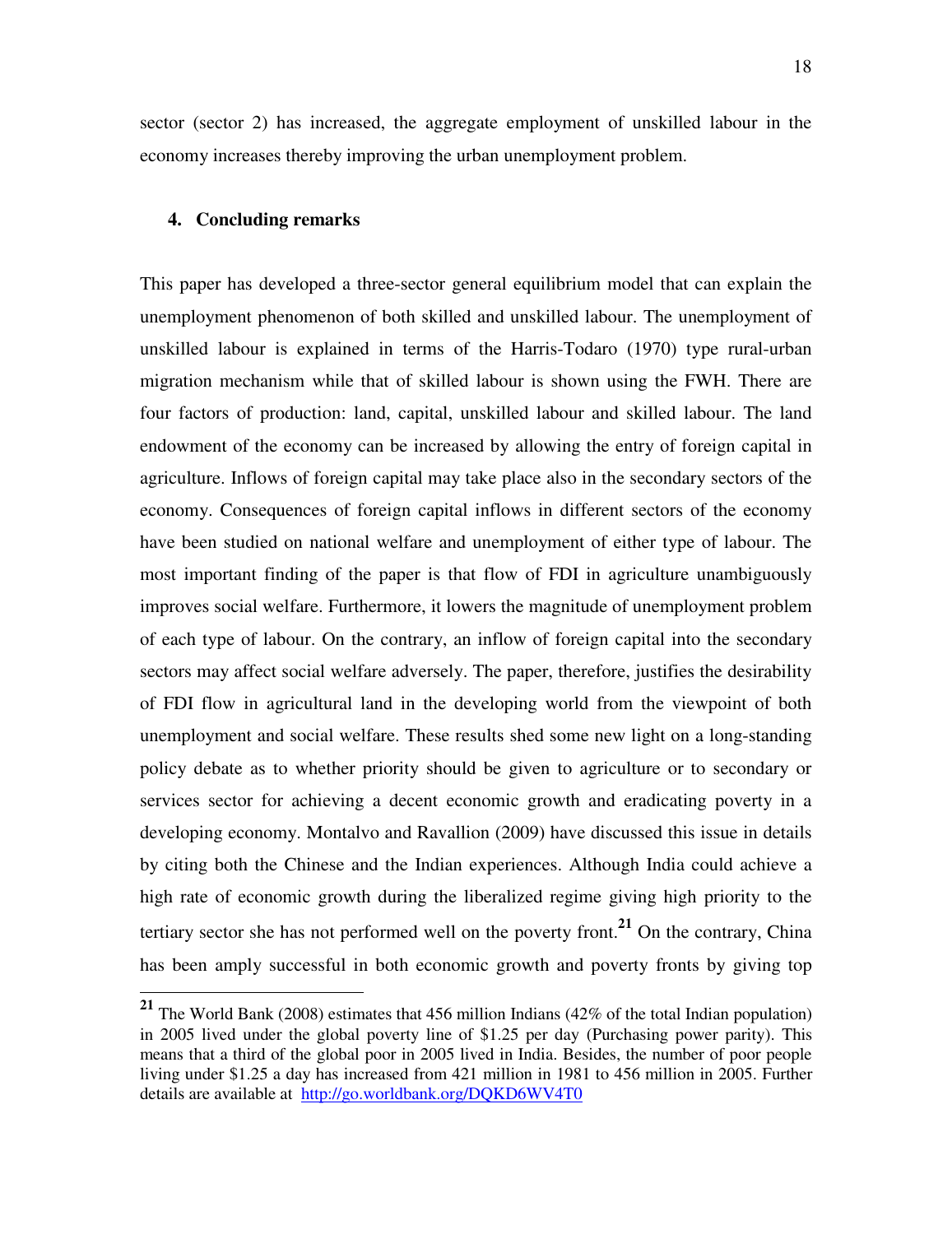sector (sector 2) has increased, the aggregate employment of unskilled labour in the economy increases thereby improving the urban unemployment problem.

## 4. Concluding remarks

This paper has developed a three-sector general equilibrium model that can explain the unemployment phenomenon of both skilled and unskilled labour. The unemployment of unskilled labour is explained in terms of the Harris-Todaro (1970) type rural-urban migration mechanism while that of skilled labour is shown using the FWH. There are four factors of production: land, capital, unskilled labour and skilled labour. The land endowment of the economy can be increased by allowing the entry of foreign capital in agriculture. Inflows of foreign capital may take place also in the secondary sectors of the economy. Consequences of foreign capital inflows in different sectors of the economy have been studied on national welfare and unemployment of either type of labour. The most important finding of the paper is that flow of FDI in agriculture unambiguously improves social welfare. Furthermore, it lowers the magnitude of unemployment problem of each type of labour. On the contrary, an inflow of foreign capital into the secondary sectors may affect social welfare adversely. The paper, therefore, justifies the desirability of FDI flow in agricultural land in the developing world from the viewpoint of both unemployment and social welfare. These results shed some new light on a long-standing policy debate as to whether priority should be given to agriculture or to secondary or services sector for achieving a decent economic growth and eradicating poverty in a developing economy. Montalvo and Ravallion (2009) have discussed this issue in details by citing both the Chinese and the Indian experiences. Although India could achieve a high rate of economic growth during the liberalized regime giving high priority to the tertiary sector she has not performed well on the poverty front.[21] On the contrary, China has been amply successful in both economic growth and poverty fronts by giving top

---

[21] The World Bank (2008) estimates that 456 million Indians (42% of the total Indian population) in 2005 lived under the global poverty line of $1.25 per day (Purchasing power parity). This means that a third of the global poor in 2005 lived in India. Besides, the number of poor people living under $1.25 a day has increased from 421 million in 1981 to 456 million in 2005. Further details are available at http://go.worldbank.org/DQKD6WV4T0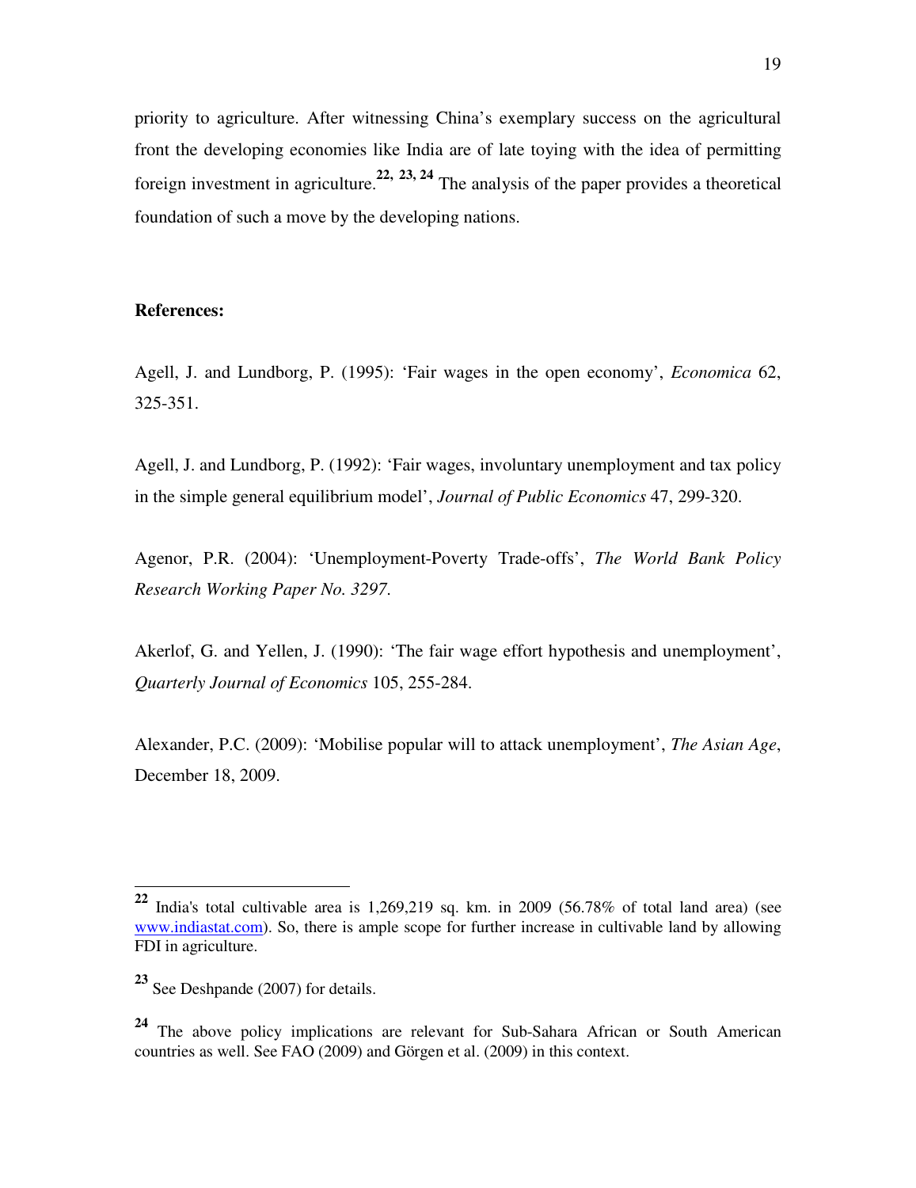priority to agriculture. After witnessing China's exemplary success on the agricultural front the developing economies like India are of late toying with the idea of permitting foreign investment in agriculture.[22, 23, 24] The analysis of the paper provides a theoretical foundation of such a move by the developing nations.

**References:**

Agell, J. and Lundborg, P. (1995): 'Fair wages in the open economy', *Economica* 62, 325-351.

Agell, J. and Lundborg, P. (1992): 'Fair wages, involuntary unemployment and tax policy in the simple general equilibrium model', *Journal of Public Economics* 47, 299-320.

Agenor, P.R. (2004): 'Unemployment-Poverty Trade-offs', *The World Bank Policy Research Working Paper No. 3297.*

Akerlof, G. and Yellen, J. (1990): 'The fair wage effort hypothesis and unemployment', *Quarterly Journal of Economics* 105, 255-284.

Alexander, P.C. (2009): 'Mobilise popular will to attack unemployment', *The Asian Age*, December 18, 2009.

---

[22] India's total cultivable area is 1,269,219 sq. km. in 2009 (56.78% of total land area) (see www.indiastat.com). So, there is ample scope for further increase in cultivable land by allowing FDI in agriculture.

[23] See Deshpande (2007) for details.

[24] The above policy implications are relevant for Sub-Sahara African or South American countries as well. See FAO (2009) and Görgen et al. (2009) in this context.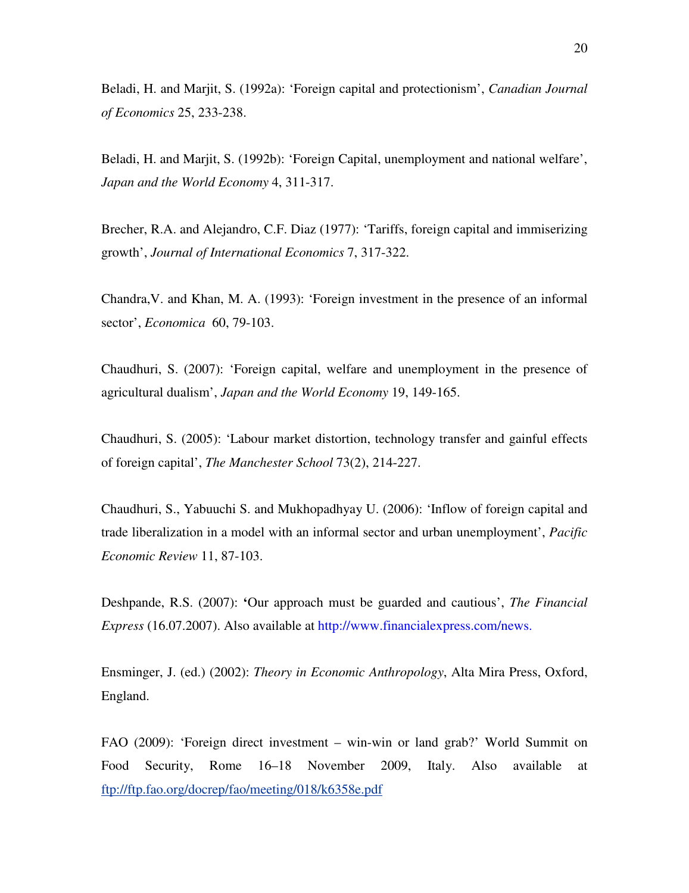Beladi, H. and Marjit, S. (1992a): 'Foreign capital and protectionism', *Canadian Journal of Economics* 25, 233-238.

Beladi, H. and Marjit, S. (1992b): 'Foreign Capital, unemployment and national welfare', *Japan and the World Economy* 4, 311-317.

Brecher, R.A. and Alejandro, C.F. Diaz (1977): 'Tariffs, foreign capital and immiserizing growth', *Journal of International Economics* 7, 317-322.

Chandra,V. and Khan, M. A. (1993): 'Foreign investment in the presence of an informal sector', *Economica* 60, 79-103.

Chaudhuri, S. (2007): 'Foreign capital, welfare and unemployment in the presence of agricultural dualism', *Japan and the World Economy* 19, 149-165.

Chaudhuri, S. (2005): 'Labour market distortion, technology transfer and gainful effects of foreign capital', *The Manchester School* 73(2), 214-227.

Chaudhuri, S., Yabuuchi S. and Mukhopadhyay U. (2006): 'Inflow of foreign capital and trade liberalization in a model with an informal sector and urban unemployment', *Pacific Economic Review* 11, 87-103.

Deshpande, R.S. (2007): 'Our approach must be guarded and cautious', *The Financial Express* (16.07.2007). Also available at http://www.financialexpress.com/news.

Ensminger, J. (ed.) (2002): *Theory in Economic Anthropology*, Alta Mira Press, Oxford, England.

FAO (2009): 'Foreign direct investment – win-win or land grab?' World Summit on Food Security, Rome 16–18 November 2009, Italy. Also available at ftp://ftp.fao.org/docrep/fao/meeting/018/k6358e.pdf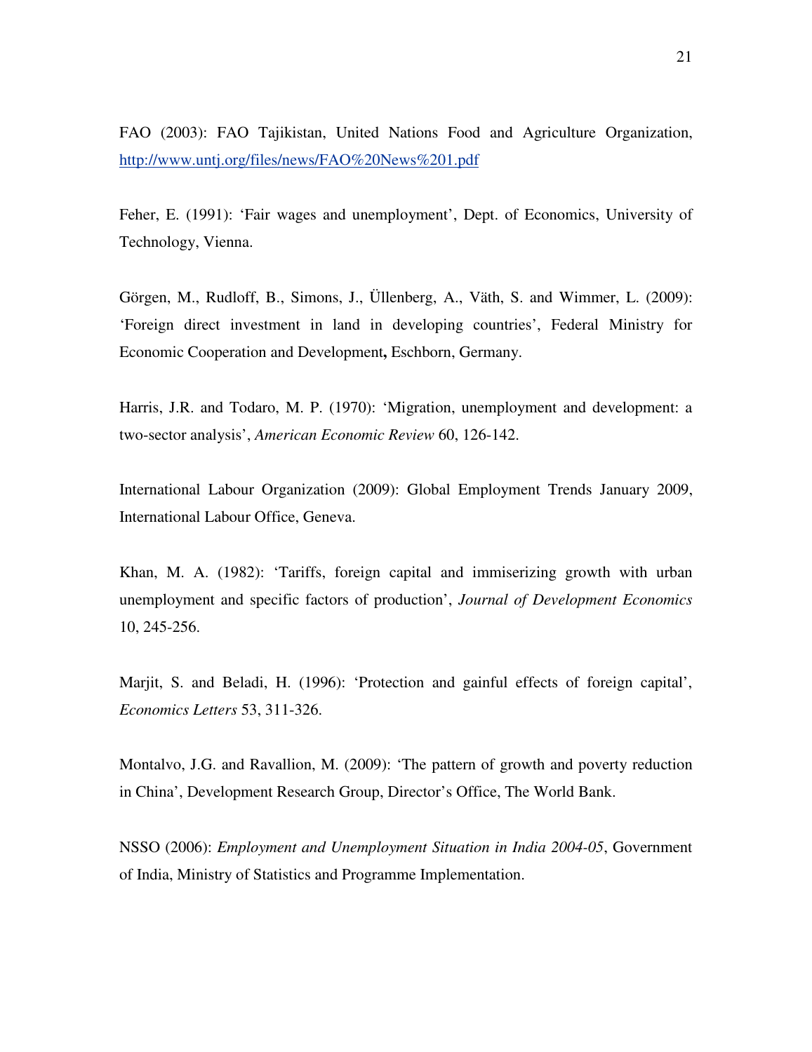FAO (2003): FAO Tajikistan, United Nations Food and Agriculture Organization, http://www.untj.org/files/news/FAO%20News%201.pdf

Feher, E. (1991): 'Fair wages and unemployment', Dept. of Economics, University of Technology, Vienna.

Görgen, M., Rudloff, B., Simons, J., Üllenberg, A., Väth, S. and Wimmer, L. (2009): 'Foreign direct investment in land in developing countries', Federal Ministry for Economic Cooperation and Development**,** Eschborn, Germany.

Harris, J.R. and Todaro, M. P. (1970): 'Migration, unemployment and development: a two-sector analysis', *American Economic Review* 60, 126-142.

International Labour Organization (2009): Global Employment Trends January 2009, International Labour Office, Geneva.

Khan, M. A. (1982): 'Tariffs, foreign capital and immiserizing growth with urban unemployment and specific factors of production', *Journal of Development Economics* 10, 245-256.

Marjit, S. and Beladi, H. (1996): 'Protection and gainful effects of foreign capital', *Economics Letters* 53, 311-326.

Montalvo, J.G. and Ravallion, M. (2009): 'The pattern of growth and poverty reduction in China', Development Research Group, Director's Office, The World Bank.

NSSO (2006): *Employment and Unemployment Situation in India 2004-05*, Government of India, Ministry of Statistics and Programme Implementation.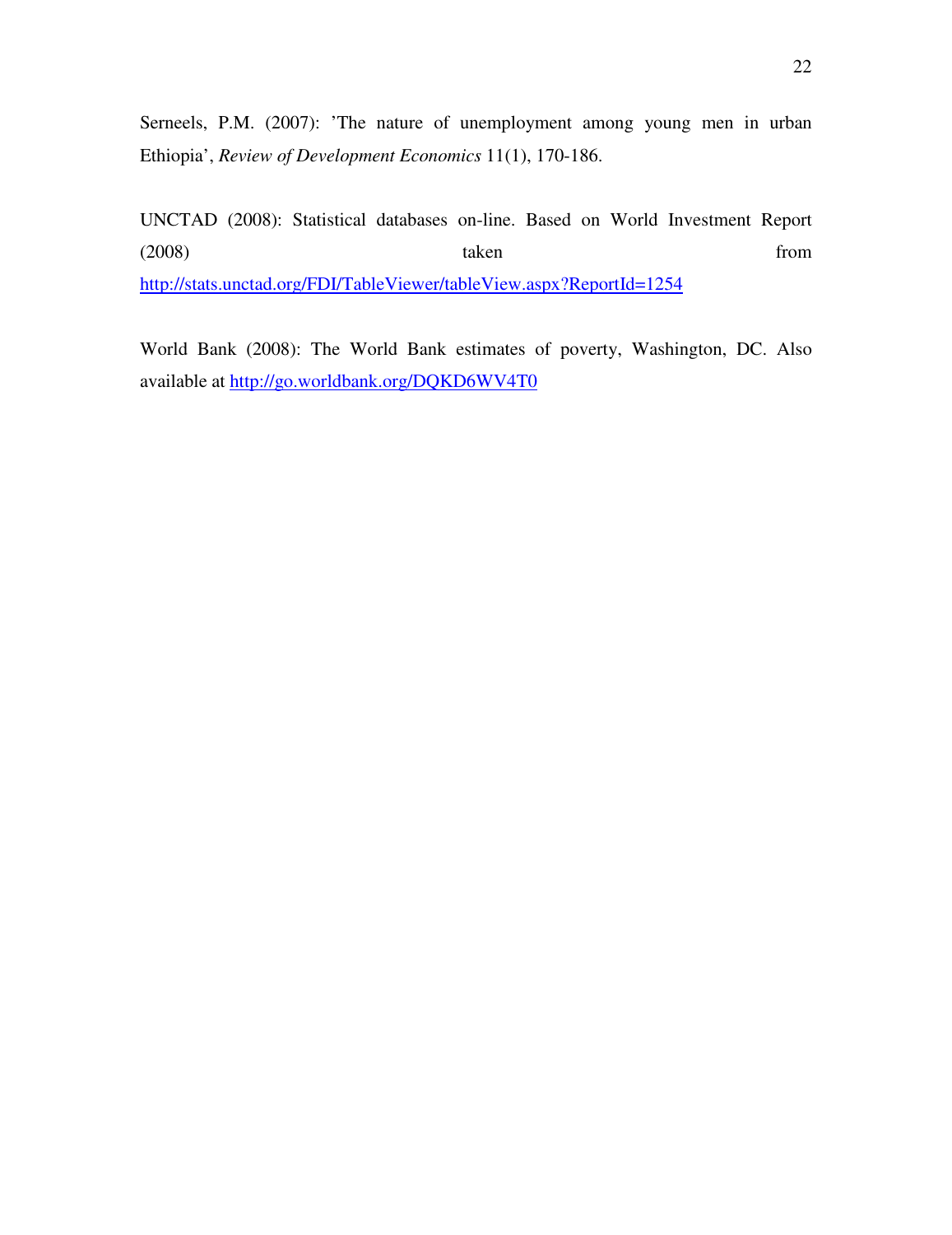Serneels, P.M. (2007): 'The nature of unemployment among young men in urban Ethiopia', *Review of Development Economics* 11(1), 170-186.

UNCTAD (2008): Statistical databases on-line. Based on World Investment Report (2008) taken from http://stats.unctad.org/FDI/TableViewer/tableView.aspx?ReportId=1254

World Bank (2008): The World Bank estimates of poverty, Washington, DC. Also available at http://go.worldbank.org/DQKD6WV4T0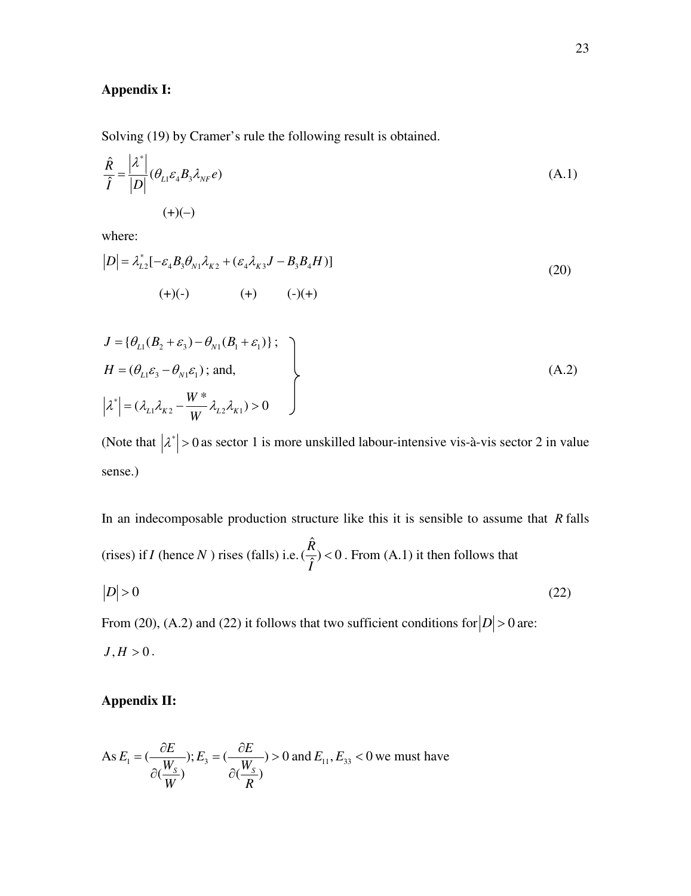## Appendix I:

Solving (19) by Cramer's rule the following result is obtained.

$$\frac{\hat{R}}{\hat{I}} = \frac{|\lambda^*|}{|D|}(\theta_{L1}\varepsilon_4 B_3 \lambda_{NF} e) \tag{A.1}$$

$$(+)(-)$$

where:

$$|D| = \lambda_{L2}^*[-\varepsilon_4 B_3 \theta_{N1}\lambda_{K2} + (\varepsilon_4 \lambda_{K3} J - B_3 B_4 H)] \tag{20}$$

$$(+)(-) \qquad (+) \qquad (-)(+)$$

$$\left.\begin{aligned} &J = \{\theta_{L1}(B_2 + \varepsilon_3) - \theta_{N1}(B_1 + \varepsilon_1)\}\,; \\ &H = (\theta_{L1}\varepsilon_3 - \theta_{N1}\varepsilon_1)\,; \text{ and,} \\ &|\lambda^*| = (\lambda_{L1}\lambda_{K2} - \frac{W^*}{W}\lambda_{L2}\lambda_{K1}) > 0 \end{aligned}\right\} \tag{A.2}$$

(Note that $|\lambda^*| > 0$ as sector 1 is more unskilled labour-intensive vis-à-vis sector 2 in value sense.)

In an indecomposable production structure like this it is sensible to assume that $R$ falls (rises) if $I$ (hence $N$ ) rises (falls) i.e. $(\frac{\hat{R}}{\hat{I}}) < 0$ . From (A.1) it then follows that

$$|D| > 0 \tag{22}$$

From (20), (A.2) and (22) it follows that two sufficient conditions for $|D| > 0$ are: $J, H > 0$ .

## Appendix II:

As $E_1 = (\frac{\partial E}{\partial(\frac{W_S}{W})})$; $E_3 = (\frac{\partial E}{\partial(\frac{W_S}{R})}) > 0$ and $E_{11}, E_{33} < 0$ we must have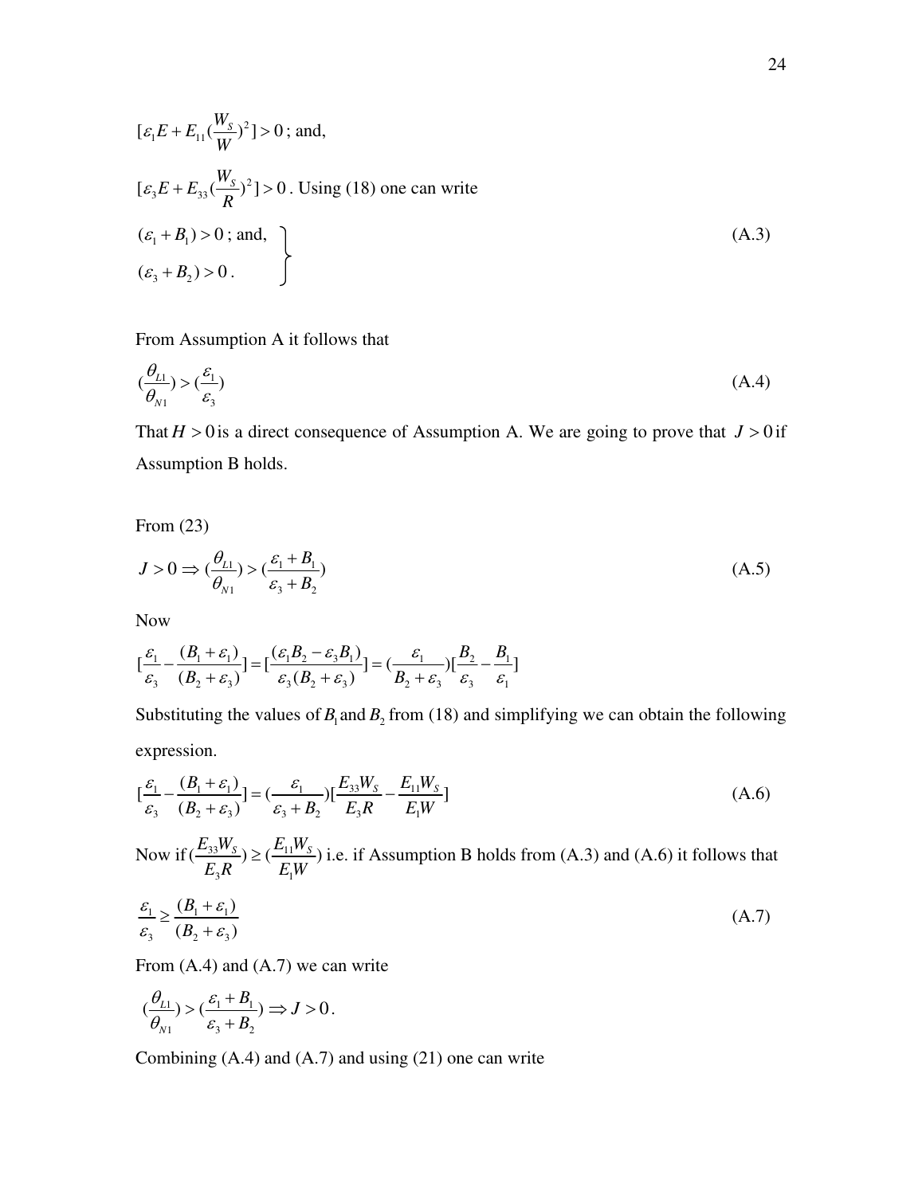$[\varepsilon_1 E + E_{11}(\frac{W_S}{W})^2] > 0$ ; and,

$[\varepsilon_3 E + E_{33}(\frac{W_S}{R})^2] > 0$ . Using (18) one can write

$$\left.\begin{aligned}&(\varepsilon_1 + B_1) > 0 \text{ ; and,}\\&(\varepsilon_3 + B_2) > 0 .\end{aligned}\right\} \tag{A.3}$$

From Assumption A it follows that

$$(\frac{\theta_{L1}}{\theta_{N1}}) > (\frac{\varepsilon_1}{\varepsilon_3}) \tag{A.4}$$

That $H > 0$ is a direct consequence of Assumption A. We are going to prove that $J > 0$ if Assumption B holds.

From (23)

$$J > 0 \Rightarrow (\frac{\theta_{L1}}{\theta_{N1}}) > (\frac{\varepsilon_1 + B_1}{\varepsilon_3 + B_2}) \tag{A.5}$$

Now

$$[\frac{\varepsilon_1}{\varepsilon_3} - \frac{(B_1 + \varepsilon_1)}{(B_2 + \varepsilon_3)}] = [\frac{(\varepsilon_1 B_2 - \varepsilon_3 B_1)}{\varepsilon_3 (B_2 + \varepsilon_3)}] = (\frac{\varepsilon_1}{B_2 + \varepsilon_3})[\frac{B_2}{\varepsilon_3} - \frac{B_1}{\varepsilon_1}]$$

Substituting the values of $B_1$ and $B_2$ from (18) and simplifying we can obtain the following expression.

$$[\frac{\varepsilon_1}{\varepsilon_3} - \frac{(B_1 + \varepsilon_1)}{(B_2 + \varepsilon_3)}] = (\frac{\varepsilon_1}{\varepsilon_3 + B_2})[\frac{E_{33} W_S}{E_3 R} - \frac{E_{11} W_S}{E_1 W}] \tag{A.6}$$

Now if $(\frac{E_{33} W_S}{E_3 R}) \geq (\frac{E_{11} W_S}{E_1 W})$ i.e. if Assumption B holds from (A.3) and (A.6) it follows that

$$\frac{\varepsilon_1}{\varepsilon_3} \geq \frac{(B_1 + \varepsilon_1)}{(B_2 + \varepsilon_3)} \tag{A.7}$$

From (A.4) and (A.7) we can write

$$(\frac{\theta_{L1}}{\theta_{N1}}) > (\frac{\varepsilon_1 + B_1}{\varepsilon_3 + B_2}) \Rightarrow J > 0 .$$

Combining (A.4) and (A.7) and using (21) one can write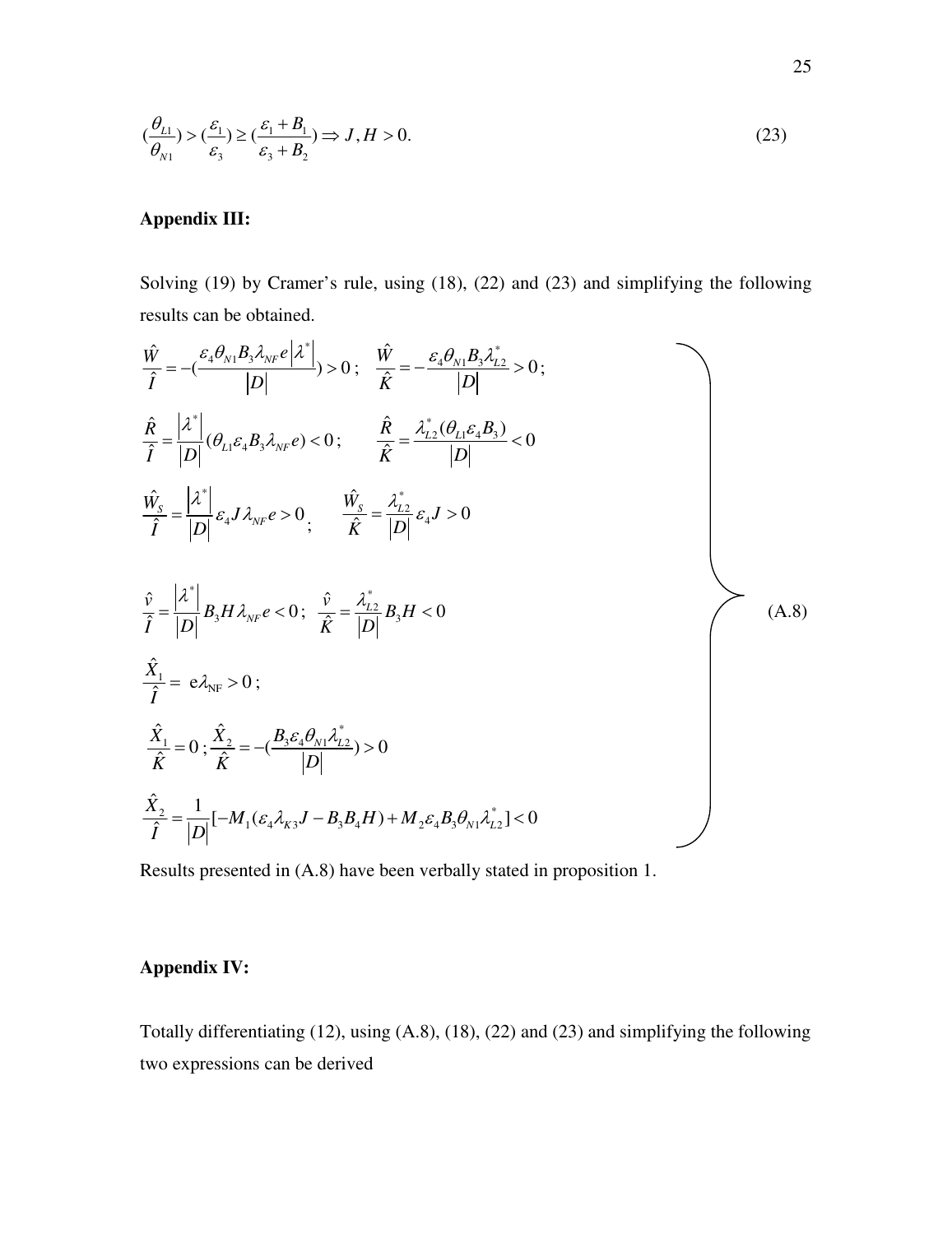$$(\frac{\theta_{L1}}{\theta_{N1}}) > (\frac{\varepsilon_1}{\varepsilon_3}) \geq (\frac{\varepsilon_1 + B_1}{\varepsilon_3 + B_2}) \Rightarrow J, H > 0. \tag{23}$$

## Appendix III:

Solving (19) by Cramer's rule, using (18), (22) and (23) and simplifying the following results can be obtained.

$$\left.\begin{aligned}
&\frac{\hat{W}}{\hat{I}} = -(\frac{\varepsilon_4 \theta_{N1} B_3 \lambda_{NF} e \left|\lambda^*\right|}{|D|}) > 0\,; \quad \frac{\hat{W}}{\hat{K}} = -\frac{\varepsilon_4 \theta_{N1} B_3 \lambda_{L2}^*}{|D|} > 0\,; \\
&\frac{\hat{R}}{\hat{I}} = \frac{\left|\lambda^*\right|}{|D|}(\theta_{L1}\varepsilon_4 B_3 \lambda_{NF} e) < 0\,; \qquad \frac{\hat{R}}{\hat{K}} = \frac{\lambda_{L2}^*(\theta_{L1}\varepsilon_4 B_3)}{|D|} < 0 \\
&\frac{\hat{W}_S}{\hat{I}} = \frac{\left|\lambda^*\right|}{|D|}\varepsilon_4 J \lambda_{NF} e > 0\,; \qquad \frac{\hat{W}_S}{\hat{K}} = \frac{\lambda_{L2}^*}{|D|}\varepsilon_4 J > 0 \\
&\frac{\hat{v}}{\hat{I}} = \frac{\left|\lambda^*\right|}{|D|} B_3 H \lambda_{NF} e < 0\,; \quad \frac{\hat{v}}{\hat{K}} = \frac{\lambda_{L2}^*}{|D|} B_3 H < 0 \\
&\frac{\hat{X}_1}{\hat{I}} = e\lambda_{NF} > 0\,; \\
&\frac{\hat{X}_1}{\hat{K}} = 0\,; \frac{\hat{X}_2}{\hat{K}} = -(\frac{B_3 \varepsilon_4 \theta_{N1} \lambda_{L2}^*}{|D|}) > 0 \\
&\frac{\hat{X}_2}{\hat{I}} = \frac{1}{|D|}[-M_1(\varepsilon_4 \lambda_{K3} J - B_3 B_4 H) + M_2 \varepsilon_4 B_3 \theta_{N1} \lambda_{L2}^*] < 0
\end{aligned}\right\} \tag{A.8}$$

Results presented in (A.8) have been verbally stated in proposition 1.

## Appendix IV:

Totally differentiating (12), using (A.8), (18), (22) and (23) and simplifying the following two expressions can be derived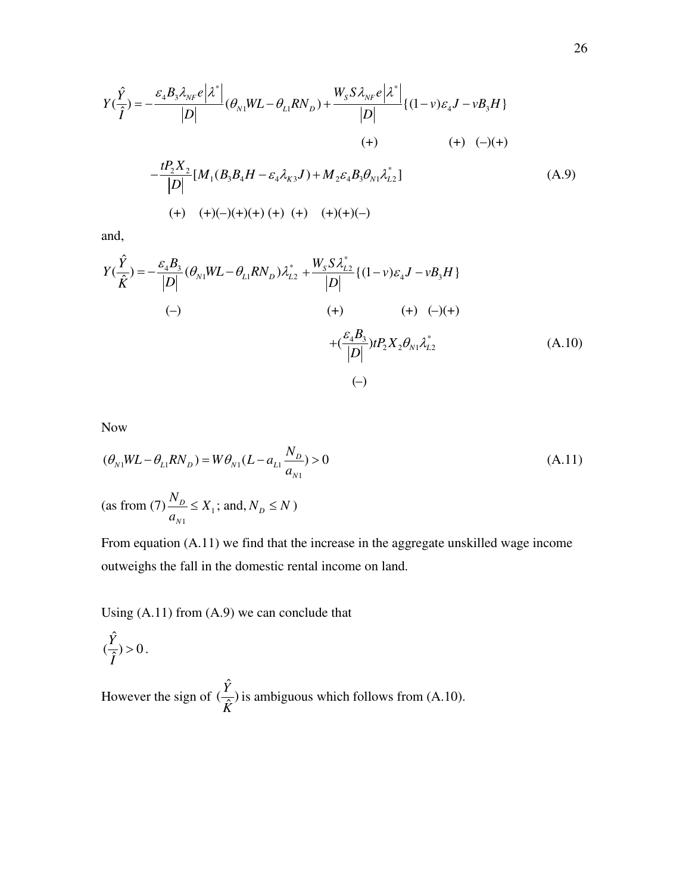$$Y(\frac{\hat{Y}}{\hat{I}}) = -\frac{\varepsilon_4 B_3 \lambda_{NF} e\left|\lambda^*\right|}{|D|}(\theta_{N1}WL - \theta_{L1}RN_D) + \frac{W_S S \lambda_{NF} e\left|\lambda^*\right|}{|D|}\{(1-v)\varepsilon_4 J - vB_3 H\}$$

$$\qquad\qquad\qquad\qquad\qquad\qquad\qquad\qquad (+) \qquad\qquad\quad (+)\ \ (-)(+)$$

$$-\frac{tP_2 X_2}{|D|}[M_1(B_3 B_4 H - \varepsilon_4 \lambda_{K3} J) + M_2 \varepsilon_4 B_3 \theta_{N1} \lambda_{L2}^*] \qquad \text{(A.9)}$$

$$(+) \quad (+)(-)(+)(+)\ (+)\ \ (+) \quad (+)(+)(-)$$

and,

$$Y(\frac{\hat{Y}}{\hat{K}}) = -\frac{\varepsilon_4 B_3}{|D|}(\theta_{N1}WL - \theta_{L1}RN_D)\lambda_{L2}^* + \frac{W_S S \lambda_{L2}^*}{|D|}\{(1-v)\varepsilon_4 J - vB_3 H\}$$

$$(-) \qquad\qquad\qquad\qquad\qquad\qquad (+) \qquad\qquad (+)\ \ (-)(+)$$

$$+(\frac{\varepsilon_4 B_3}{|D|})tP_2 X_2 \theta_{N1} \lambda_{L2}^* \qquad \text{(A.10)}$$

$$(-)$$

Now

$$(\theta_{N1}WL - \theta_{L1}RN_D) = W\theta_{N1}(L - a_{L1}\frac{N_D}{a_{N1}}) > 0 \qquad \text{(A.11)}$$

(as from (7) $\frac{N_D}{a_{N1}} \leq X_1$; and, $N_D \leq N$ )

From equation (A.11) we find that the increase in the aggregate unskilled wage income outweighs the fall in the domestic rental income on land.

Using (A.11) from (A.9) we can conclude that

$$(\frac{\hat{Y}}{\hat{I}}) > 0.$$

However the sign of $(\frac{\hat{Y}}{\hat{K}})$ is ambiguous which follows from (A.10).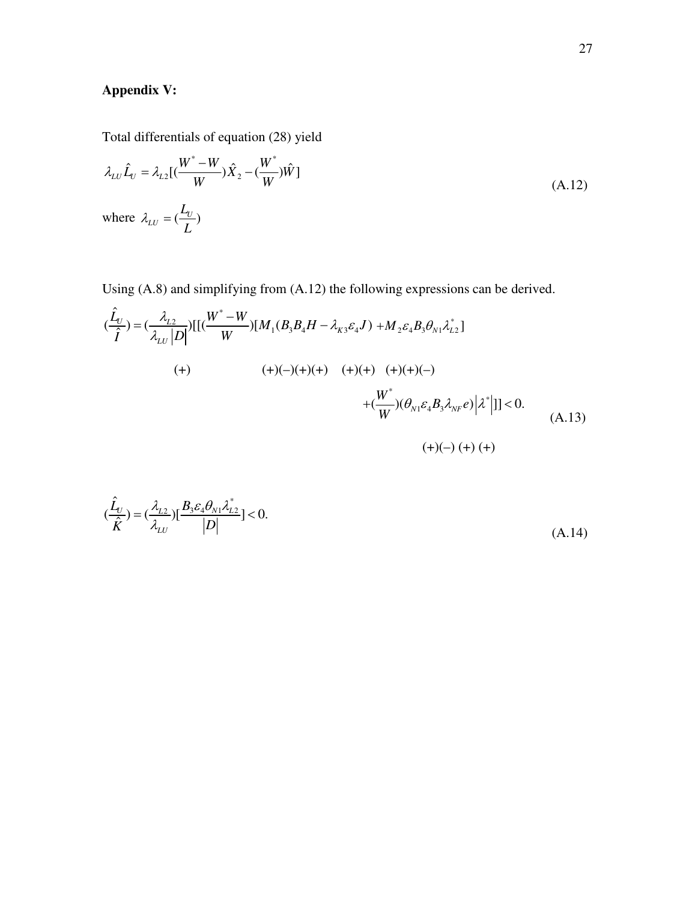**Appendix V:**

Total differentials of equation (28) yield

$$\lambda_{LU}\hat{L}_U = \lambda_{L2}[(\frac{W^* - W}{W})\hat{X}_2 - (\frac{W^*}{W})\hat{W}] \tag{A.12}$$

where $\lambda_{LU} = (\frac{L_U}{L})$

Using (A.8) and simplifying from (A.12) the following expressions can be derived.

$$(\frac{\hat{L}_U}{\hat{I}}) = (\frac{\lambda_{L2}}{\lambda_{LU}|D|})[[(\frac{W^* - W}{W})[M_1(B_3 B_4 H - \lambda_{K3}\varepsilon_4 J) + M_2\varepsilon_4 B_3\theta_{N1}\lambda^*_{L2}]$$

(+) (+)(–)(+)(+) (+)(+) (+)(+)(–)

$$+(\frac{W^*}{W})(\theta_{N1}\varepsilon_4 B_3\lambda_{NF} e)|\lambda^*|]] < 0. \tag{A.13}$$

(+)(–) (+) (+)

$$(\frac{\hat{L}_U}{\hat{K}}) = (\frac{\lambda_{L2}}{\lambda_{LU}})[\frac{B_3\varepsilon_4\theta_{N1}\lambda^*_{L2}}{|D|}] < 0. \tag{A.14}$$